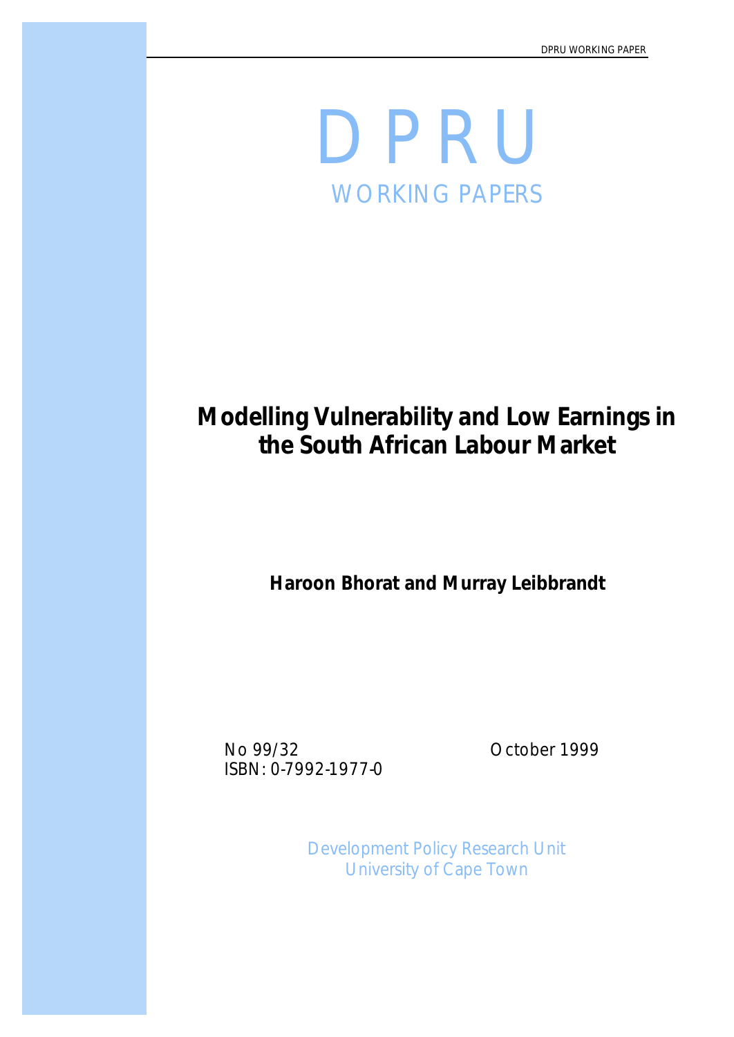# DPRU

WORKING PAPERS

## Modelling Vulnerability and Low Earnings in the South African Labour Market

**Haroon Bhorat and Murray Leibbrandt**

No 99/32

ISBN: 0-7992-1977-0

October 1999

Development Policy Research Unit
University of Cape Town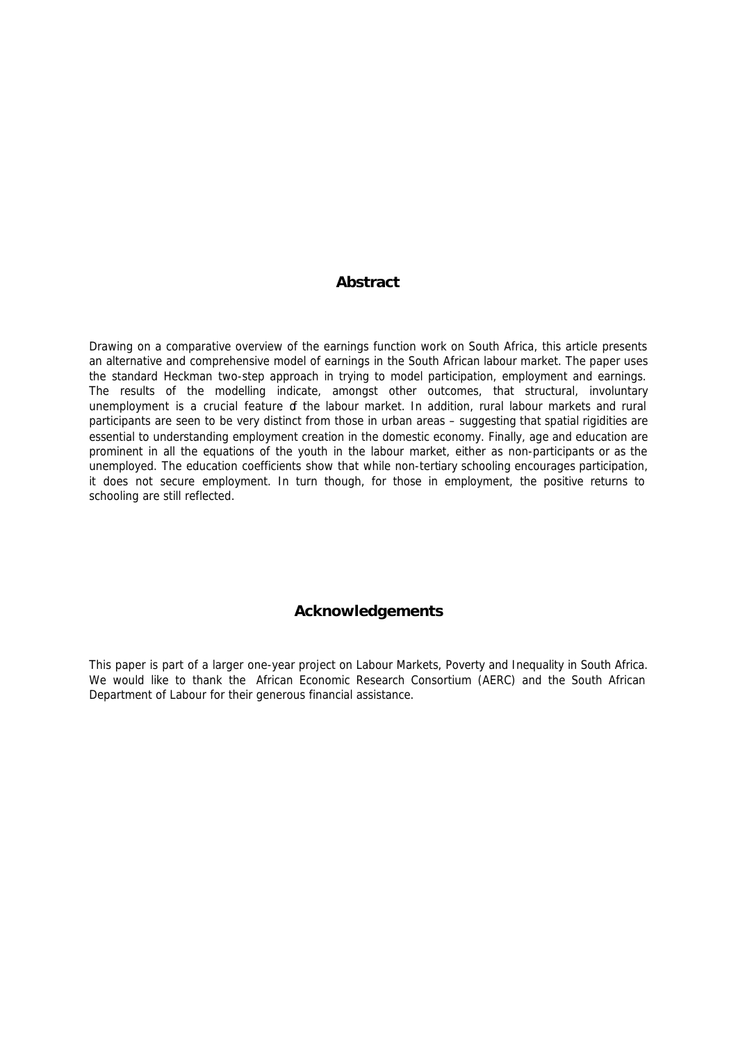## Abstract

Drawing on a comparative overview of the earnings function work on South Africa, this article presents an alternative and comprehensive model of earnings in the South African labour market. The paper uses the standard Heckman two-step approach in trying to model participation, employment and earnings. The results of the modelling indicate, amongst other outcomes, that structural, involuntary unemployment is a crucial feature of the labour market. In addition, rural labour markets and rural participants are seen to be very distinct from those in urban areas – suggesting that spatial rigidities are essential to understanding employment creation in the domestic economy. Finally, age and education are prominent in all the equations of the youth in the labour market, either as non-participants or as the unemployed. The education coefficients show that while non-tertiary schooling encourages participation, it does not secure employment. In turn though, for those in employment, the positive returns to schooling are still reflected.

## Acknowledgements

This paper is part of a larger one-year project on Labour Markets, Poverty and Inequality in South Africa. We would like to thank the African Economic Research Consortium (AERC) and the South African Department of Labour for their generous financial assistance.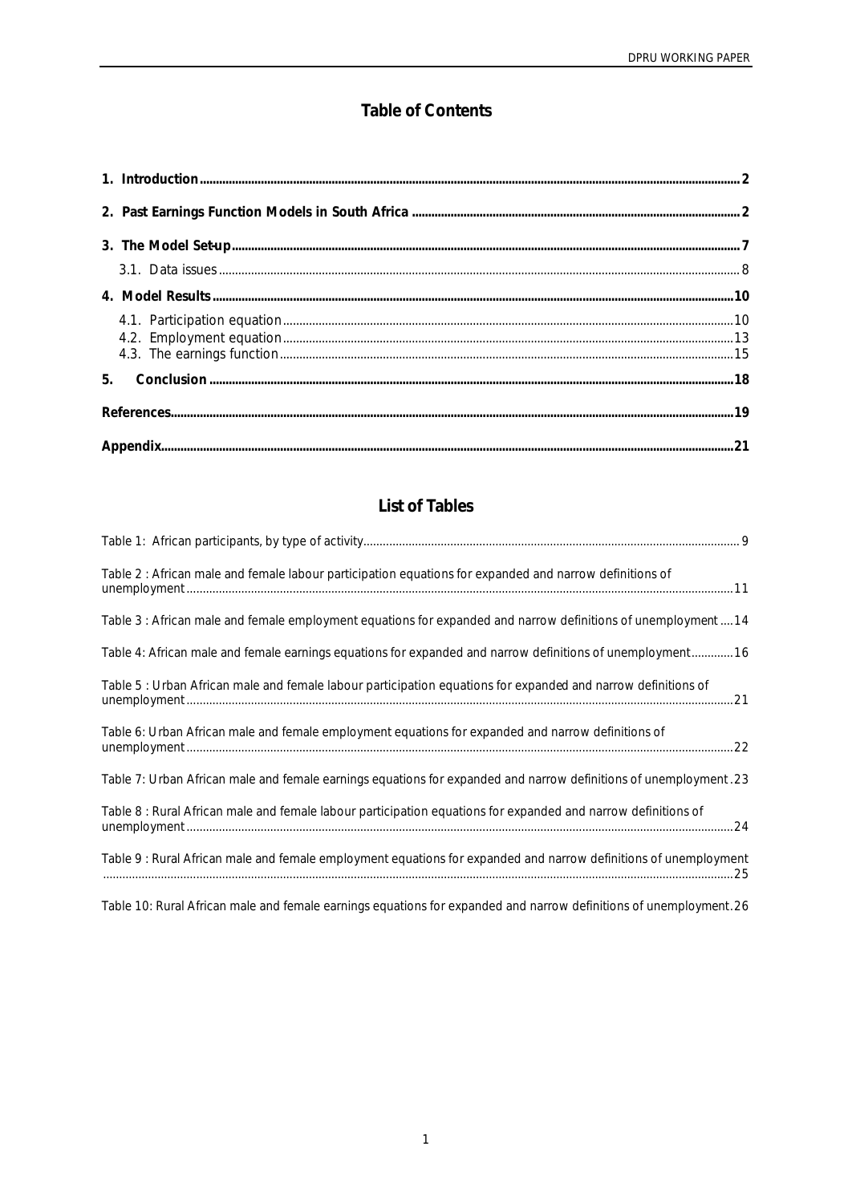# Table of Contents

| | |
|---|---|
| **1. Introduction** | **2** |
| **2. Past Earnings Function Models in South Africa** | **2** |
| **3. The Model Set-up** | **7** |
| 3.1. Data issues | 8 |
| **4. Model Results** | **10** |
| 4.1. Participation equation | 10 |
| 4.2. Employment equation | 13 |
| 4.3. The earnings function | 15 |
| **5. Conclusion** | **18** |
| **References** | **19** |
| **Appendix** | **21** |

# List of Tables

| | |
|---|---|
| Table 1: African participants, by type of activity | 9 |
| Table 2 : African male and female labour participation equations for expanded and narrow definitions of unemployment | 11 |
| Table 3 : African male and female employment equations for expanded and narrow definitions of unemployment | 14 |
| Table 4: African male and female earnings equations for expanded and narrow definitions of unemployment | 16 |
| Table 5 : Urban African male and female labour participation equations for expanded and narrow definitions of unemployment | 21 |
| Table 6: Urban African male and female employment equations for expanded and narrow definitions of unemployment | 22 |
| Table 7: Urban African male and female earnings equations for expanded and narrow definitions of unemployment | 23 |
| Table 8 : Rural African male and female labour participation equations for expanded and narrow definitions of unemployment | 24 |
| Table 9 : Rural African male and female employment equations for expanded and narrow definitions of unemployment | 25 |
| Table 10: Rural African male and female earnings equations for expanded and narrow definitions of unemployment | 26 |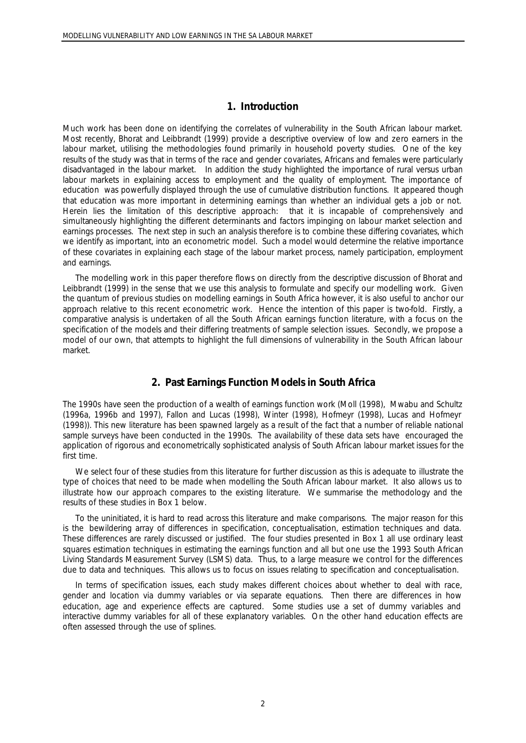## 1. Introduction

Much work has been done on identifying the correlates of vulnerability in the South African labour market. Most recently, Bhorat and Leibbrandt (1999) provide a descriptive overview of low and zero earners in the labour market, utilising the methodologies found primarily in household poverty studies. One of the key results of the study was that in terms of the race and gender covariates, Africans and females were particularly disadvantaged in the labour market. In addition the study highlighted the importance of rural versus urban labour markets in explaining access to employment and the quality of employment. The importance of education was powerfully displayed through the use of cumulative distribution functions. It appeared though that education was more important in determining earnings than whether an individual gets a job or not. Herein lies the limitation of this descriptive approach: that it is incapable of comprehensively and simultaneously highlighting the different determinants and factors impinging on labour market selection and earnings processes. The next step in such an analysis therefore is to combine these differing covariates, which we identify as important, into an econometric model. Such a model would determine the relative importance of these covariates in explaining each stage of the labour market process, namely participation, employment and earnings.

The modelling work in this paper therefore flows on directly from the descriptive discussion of Bhorat and Leibbrandt (1999) in the sense that we use this analysis to formulate and specify our modelling work. Given the quantum of previous studies on modelling earnings in South Africa however, it is also useful to anchor our approach relative to this recent econometric work. Hence the intention of this paper is two-fold. Firstly, a comparative analysis is undertaken of all the South African earnings function literature, with a focus on the specification of the models and their differing treatments of sample selection issues. Secondly, we propose a model of our own, that attempts to highlight the full dimensions of vulnerability in the South African labour market.

## 2. Past Earnings Function Models in South Africa

The 1990s have seen the production of a wealth of earnings function work (Moll (1998), Mwabu and Schultz (1996a, 1996b and 1997), Fallon and Lucas (1998), Winter (1998), Hofmeyr (1998), Lucas and Hofmeyr (1998)). This new literature has been spawned largely as a result of the fact that a number of reliable national sample surveys have been conducted in the 1990s. The availability of these data sets have encouraged the application of rigorous and econometrically sophisticated analysis of South African labour market issues for the first time.

We select four of these studies from this literature for further discussion as this is adequate to illustrate the type of choices that need to be made when modelling the South African labour market. It also allows us to illustrate how our approach compares to the existing literature. We summarise the methodology and the results of these studies in Box 1 below.

To the uninitiated, it is hard to read across this literature and make comparisons. The major reason for this is the bewildering array of differences in specification, conceptualisation, estimation techniques and data. These differences are rarely discussed or justified. The four studies presented in Box 1 all use ordinary least squares estimation techniques in estimating the earnings function and all but one use the 1993 South African Living Standards Measurement Survey (LSMS) data. Thus, to a large measure we control for the differences due to data and techniques. This allows us to focus on issues relating to specification and conceptualisation.

In terms of specification issues, each study makes different choices about whether to deal with race, gender and location via dummy variables or via separate equations. Then there are differences in how education, age and experience effects are captured. Some studies use a set of dummy variables and interactive dummy variables for all of these explanatory variables. On the other hand education effects are often assessed through the use of splines.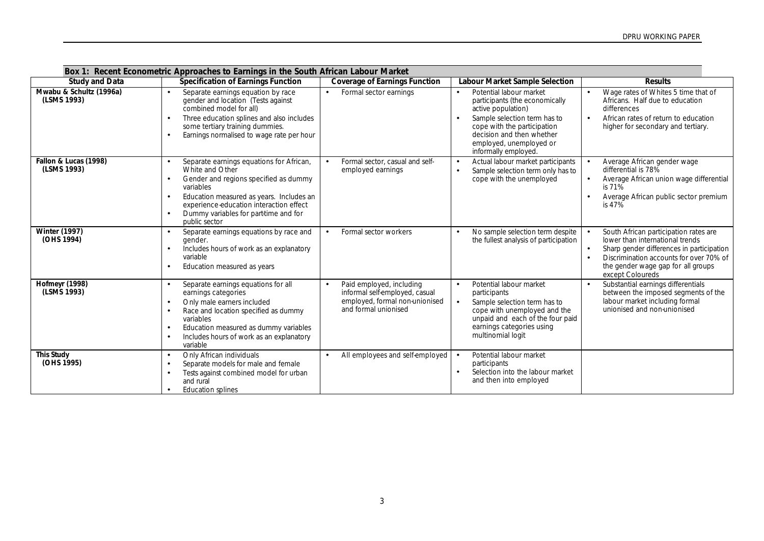**Box 1: Recent Econometric Approaches to Earnings in the South African Labour Market**

| Study and Data | Specification of Earnings Function | Coverage of Earnings Function | Labour Market Sample Selection | Results |
|---|---|---|---|---|
| **Mwabu & Schultz (1996a) (LSMS 1993)** | • Separate earnings equation by race gender and location (Tests against combined model for all)<br>• Three education splines and also includes some tertiary training dummies.<br>• Earnings normalised to wage rate per hour | • Formal sector earnings | • Potential labour market participants (the economically active population)<br>• Sample selection term has to cope with the participation decision and then whether employed, unemployed or informally employed. | • Wage rates of Whites 5 time that of Africans. Half due to education differences<br>• African rates of return to education higher for secondary and tertiary. |
| **Fallon & Lucas (1998) (LSMS 1993)** | • Separate earnings equations for African, White and Other<br>• Gender and regions specified as dummy variables<br>• Education measured as years. Includes an experience-education interaction effect<br>• Dummy variables for part-time and for public sector | • Formal sector, casual and self-employed earnings | • Actual labour market participants<br>• Sample selection term only has to cope with the unemployed | • Average African gender wage differential is 78%<br>• Average African union wage differential is 71%<br>• Average African public sector premium is 47% |
| **Winter (1997) (OHS 1994)** | • Separate earnings equations by race and gender.<br>• Includes hours of work as an explanatory variable<br>• Education measured as years | • Formal sector workers | • No sample selection term despite the fullest analysis of participation | • South African participation rates are lower than international trends<br>• Sharp gender differences in participation<br>• Discrimination accounts for over 70% of the gender wage gap for all groups except Coloureds |
| **Hofmeyr (1998) (LSMS 1993)** | • Separate earnings equations for all earnings categories<br>• Only male earners included<br>• Race and location specified as dummy variables<br>• Education measured as dummy variables<br>• Includes hours of work as an explanatory variable | • Paid employed, including informal self-employed, casual employed, formal non-unionised and formal unionised | • Potential labour market participants<br>• Sample selection term has to cope with unemployed and the unpaid and each of the four paid earnings categories using multinomial logit | • Substantial earnings differentials between the imposed segments of the labour market including formal unionised and non-unionised |
| **This Study (OHS 1995)** | • Only African individuals<br>• Separate models for male and female<br>• Tests against combined model for urban and rural<br>• Education splines | • All employees and self-employed | • Potential labour market participants<br>• Selection into the labour market and then into employed | |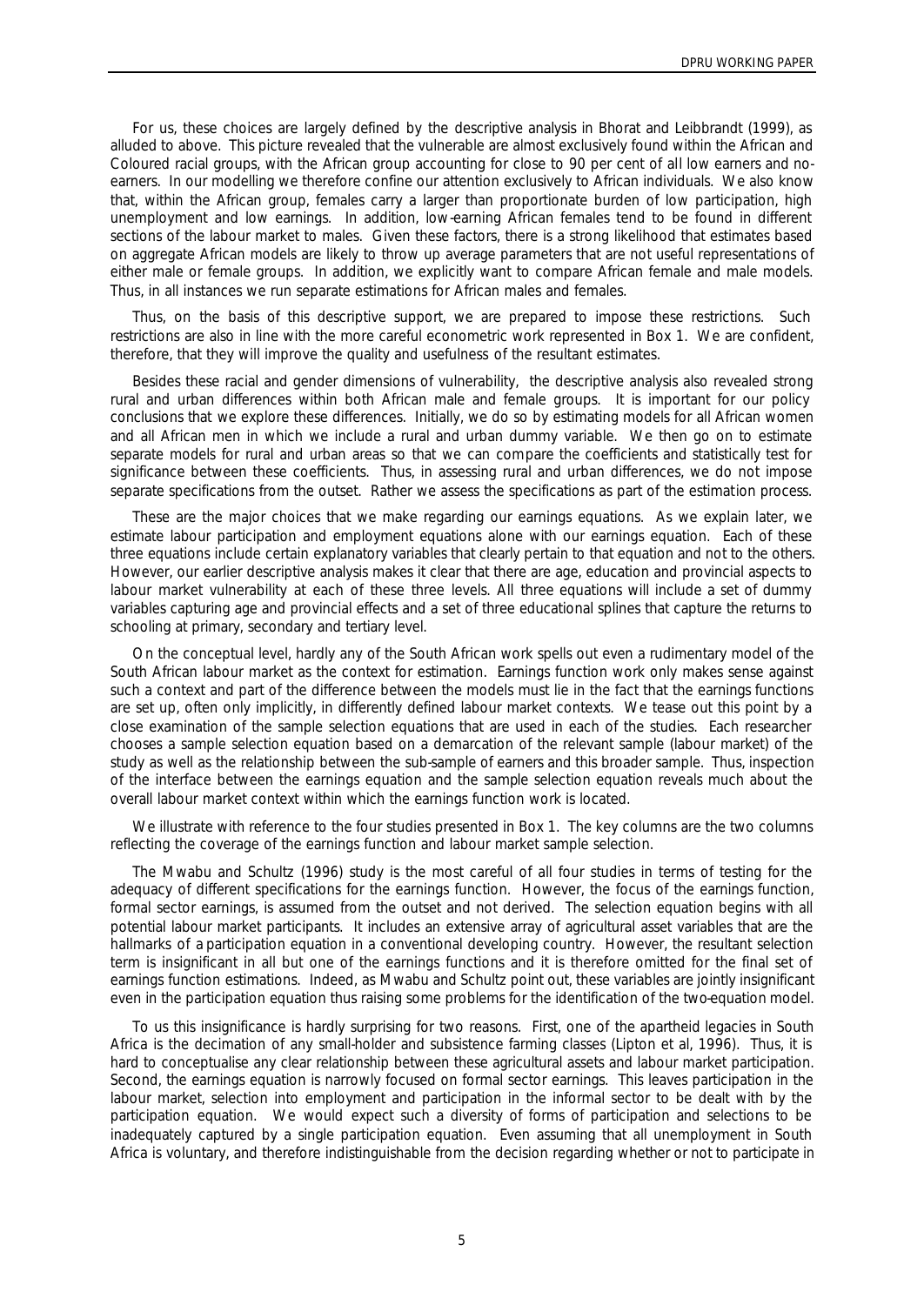For us, these choices are largely defined by the descriptive analysis in Bhorat and Leibbrandt (1999), as alluded to above. This picture revealed that the vulnerable are almost exclusively found within the African and Coloured racial groups, with the African group accounting for close to 90 per cent of all low earners and no-earners. In our modelling we therefore confine our attention exclusively to African individuals. We also know that, within the African group, females carry a larger than proportionate burden of low participation, high unemployment and low earnings. In addition, low-earning African females tend to be found in different sections of the labour market to males. Given these factors, there is a strong likelihood that estimates based on aggregate African models are likely to throw up average parameters that are not useful representations of either male or female groups. In addition, we explicitly want to compare African female and male models. Thus, in all instances we run separate estimations for African males and females.

Thus, on the basis of this descriptive support, we are prepared to impose these restrictions. Such restrictions are also in line with the more careful econometric work represented in Box 1. We are confident, therefore, that they will improve the quality and usefulness of the resultant estimates.

Besides these racial and gender dimensions of vulnerability, the descriptive analysis also revealed strong rural and urban differences within both African male and female groups. It is important for our policy conclusions that we explore these differences. Initially, we do so by estimating models for all African women and all African men in which we include a rural and urban dummy variable. We then go on to estimate separate models for rural and urban areas so that we can compare the coefficients and statistically test for significance between these coefficients. Thus, in assessing rural and urban differences, we do not impose separate specifications from the outset. Rather we assess the specifications as part of the estimation process.

These are the major choices that we make regarding our earnings equations. As we explain later, we estimate labour participation and employment equations alone with our earnings equation. Each of these three equations include certain explanatory variables that clearly pertain to that equation and not to the others. However, our earlier descriptive analysis makes it clear that there are age, education and provincial aspects to labour market vulnerability at each of these three levels. All three equations will include a set of dummy variables capturing age and provincial effects and a set of three educational splines that capture the returns to schooling at primary, secondary and tertiary level.

On the conceptual level, hardly any of the South African work spells out even a rudimentary model of the South African labour market as the context for estimation. Earnings function work only makes sense against such a context and part of the difference between the models must lie in the fact that the earnings functions are set up, often only implicitly, in differently defined labour market contexts. We tease out this point by a close examination of the sample selection equations that are used in each of the studies. Each researcher chooses a sample selection equation based on a demarcation of the relevant sample (labour market) of the study as well as the relationship between the sub-sample of earners and this broader sample. Thus, inspection of the interface between the earnings equation and the sample selection equation reveals much about the overall labour market context within which the earnings function work is located.

We illustrate with reference to the four studies presented in Box 1. The key columns are the two columns reflecting the coverage of the earnings function and labour market sample selection.

The Mwabu and Schultz (1996) study is the most careful of all four studies in terms of testing for the adequacy of different specifications for the earnings function. However, the focus of the earnings function, formal sector earnings, is assumed from the outset and not derived. The selection equation begins with all potential labour market participants. It includes an extensive array of agricultural asset variables that are the hallmarks of a participation equation in a conventional developing country. However, the resultant selection term is insignificant in all but one of the earnings functions and it is therefore omitted for the final set of earnings function estimations. Indeed, as Mwabu and Schultz point out, these variables are jointly insignificant even in the participation equation thus raising some problems for the identification of the two-equation model.

To us this insignificance is hardly surprising for two reasons. First, one of the apartheid legacies in South Africa is the decimation of any small-holder and subsistence farming classes (Lipton et al, 1996). Thus, it is hard to conceptualise any clear relationship between these agricultural assets and labour market participation. Second, the earnings equation is narrowly focused on formal sector earnings. This leaves participation in the labour market, selection into employment and participation in the informal sector to be dealt with by the participation equation. We would expect such a diversity of forms of participation and selections to be inadequately captured by a single participation equation. Even assuming that all unemployment in South Africa is voluntary, and therefore indistinguishable from the decision regarding whether or not to participate in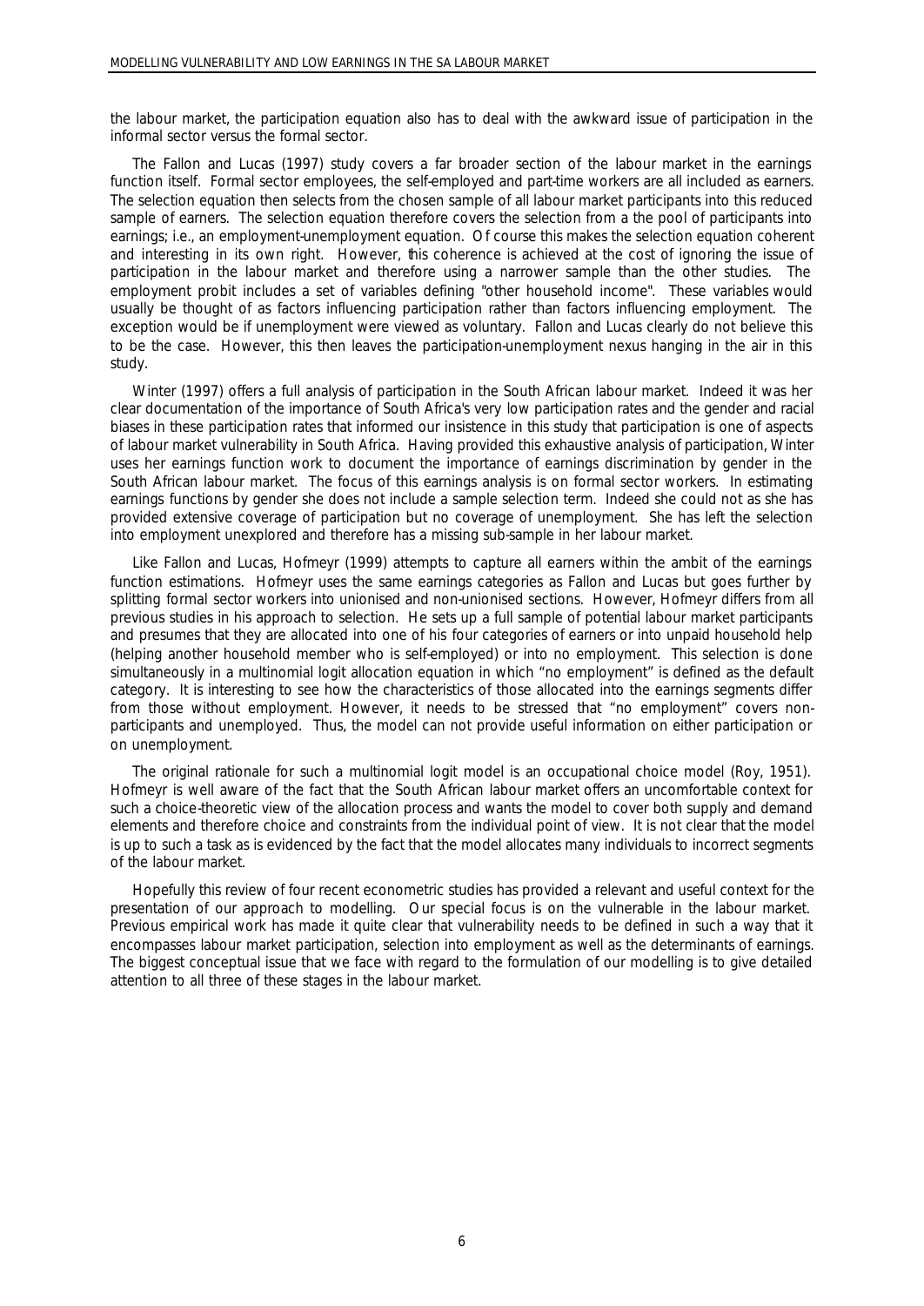the labour market, the participation equation also has to deal with the awkward issue of participation in the informal sector versus the formal sector.

The Fallon and Lucas (1997) study covers a far broader section of the labour market in the earnings function itself. Formal sector employees, the self-employed and part-time workers are all included as earners. The selection equation then selects from the chosen sample of all labour market participants into this reduced sample of earners. The selection equation therefore covers the selection from a the pool of participants into earnings; i.e., an employment-unemployment equation. Of course this makes the selection equation coherent and interesting in its own right. However, this coherence is achieved at the cost of ignoring the issue of participation in the labour market and therefore using a narrower sample than the other studies. The employment probit includes a set of variables defining "other household income". These variables would usually be thought of as factors influencing participation rather than factors influencing employment. The exception would be if unemployment were viewed as voluntary. Fallon and Lucas clearly do not believe this to be the case. However, this then leaves the participation-unemployment nexus hanging in the air in this study.

Winter (1997) offers a full analysis of participation in the South African labour market. Indeed it was her clear documentation of the importance of South Africa's very low participation rates and the gender and racial biases in these participation rates that informed our insistence in this study that participation is one of aspects of labour market vulnerability in South Africa. Having provided this exhaustive analysis of participation, Winter uses her earnings function work to document the importance of earnings discrimination by gender in the South African labour market. The focus of this earnings analysis is on formal sector workers. In estimating earnings functions by gender she does not include a sample selection term. Indeed she could not as she has provided extensive coverage of participation but no coverage of unemployment. She has left the selection into employment unexplored and therefore has a missing sub-sample in her labour market.

Like Fallon and Lucas, Hofmeyr (1999) attempts to capture all earners within the ambit of the earnings function estimations. Hofmeyr uses the same earnings categories as Fallon and Lucas but goes further by splitting formal sector workers into unionised and non-unionised sections. However, Hofmeyr differs from all previous studies in his approach to selection. He sets up a full sample of potential labour market participants and presumes that they are allocated into one of his four categories of earners or into unpaid household help (helping another household member who is self-employed) or into no employment. This selection is done simultaneously in a multinomial logit allocation equation in which "no employment" is defined as the default category. It is interesting to see how the characteristics of those allocated into the earnings segments differ from those without employment. However, it needs to be stressed that "no employment" covers non-participants and unemployed. Thus, the model can not provide useful information on either participation or on unemployment.

The original rationale for such a multinomial logit model is an occupational choice model (Roy, 1951). Hofmeyr is well aware of the fact that the South African labour market offers an uncomfortable context for such a choice-theoretic view of the allocation process and wants the model to cover both supply and demand elements and therefore choice and constraints from the individual point of view. It is not clear that the model is up to such a task as is evidenced by the fact that the model allocates many individuals to incorrect segments of the labour market.

Hopefully this review of four recent econometric studies has provided a relevant and useful context for the presentation of our approach to modelling. Our special focus is on the vulnerable in the labour market. Previous empirical work has made it quite clear that vulnerability needs to be defined in such a way that it encompasses labour market participation, selection into employment as well as the determinants of earnings. The biggest conceptual issue that we face with regard to the formulation of our modelling is to give detailed attention to all three of these stages in the labour market.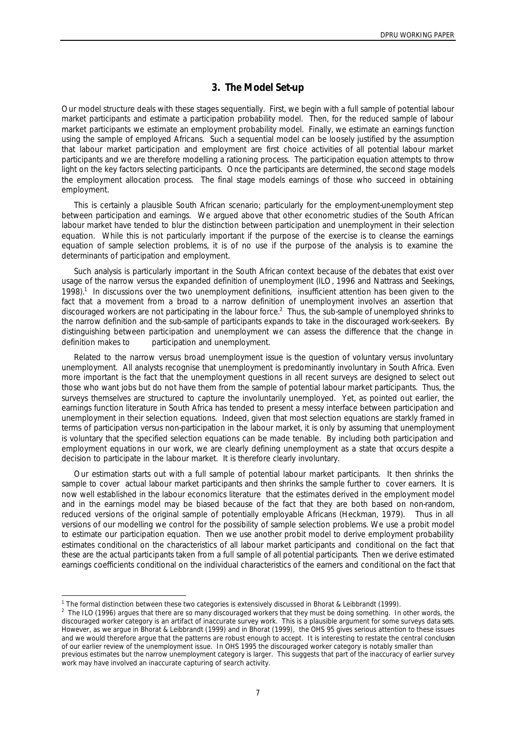## 3. The Model Set-up

Our model structure deals with these stages sequentially. First, we begin with a full sample of potential labour market participants and estimate a participation probability model. Then, for the reduced sample of labour market participants we estimate an employment probability model. Finally, we estimate an earnings function using the sample of employed Africans. Such a sequential model can be loosely justified by the assumption that labour market participation and employment are first choice activities of all potential labour market participants and we are therefore modelling a rationing process. The participation equation attempts to throw light on the key factors selecting participants. Once the participants are determined, the second stage models the employment allocation process. The final stage models earnings of those who succeed in obtaining employment.

This is certainly a plausible South African scenario; particularly for the employment-unemployment step between participation and earnings. We argued above that other econometric studies of the South African labour market have tended to blur the distinction between participation and unemployment in their selection equation. While this is not particularly important if the purpose of the exercise is to cleanse the earnings equation of sample selection problems, it is of no use if the purpose of the analysis is to examine the determinants of participation and employment.

Such analysis is particularly important in the South African context because of the debates that exist over usage of the narrow versus the expanded definition of unemployment (ILO, 1996 and Nattrass and Seekings, 1998).[1] In discussions over the two unemployment definitions, insufficient attention has been given to the fact that a movement from a broad to a narrow definition of unemployment involves an assertion that discouraged workers are not participating in the labour force.[2] Thus, the sub-sample of unemployed shrinks to the narrow definition and the sub-sample of participants expands to take in the discouraged work-seekers. By distinguishing between participation and unemployment we can assess the difference that the change in definition makes to participation and unemployment.

Related to the narrow versus broad unemployment issue is the question of voluntary versus involuntary unemployment. All analysts recognise that unemployment is predominantly involuntary in South Africa. Even more important is the fact that the unemployment questions in all recent surveys are designed to select out those who want jobs but do not have them from the sample of potential labour market participants. Thus, the surveys themselves are structured to capture the involuntarily unemployed. Yet, as pointed out earlier, the earnings function literature in South Africa has tended to present a messy interface between participation and unemployment in their selection equations. Indeed, given that most selection equations are starkly framed in terms of participation versus non-participation in the labour market, it is only by assuming that unemployment is voluntary that the specified selection equations can be made tenable. By including both participation and employment equations in our work, we are clearly defining unemployment as a state that occurs despite a decision to participate in the labour market. It is therefore clearly involuntary.

Our estimation starts out with a full sample of potential labour market participants. It then shrinks the sample to cover actual labour market participants and then shrinks the sample further to cover earners. It is now well established in the labour economics literature that the estimates derived in the employment model and in the earnings model may be biased because of the fact that they are both based on non-random, reduced versions of the original sample of potentially employable Africans (Heckman, 1979). Thus in all versions of our modelling we control for the possibility of sample selection problems. We use a probit model to estimate our participation equation. Then we use another probit model to derive employment probability estimates conditional on the characteristics of all labour market participants and conditional on the fact that these are the actual participants taken from a full sample of all potential participants. Then we derive estimated earnings coefficients conditional on the individual characteristics of the earners and conditional on the fact that

---

[1] The formal distinction between these two categories is extensively discussed in Bhorat & Leibbrandt (1999).

[2] The ILO (1996) argues that there are so many discouraged workers that they must be doing something. In other words, the discouraged worker category is an artifact of inaccurate survey work. This is a plausible argument for some surveys data sets. However, as we argue in Bhorat & Leibbrandt (1999) and in Bhorat (1999), the OHS 95 gives serious attention to these issues and we would therefore argue that the patterns are robust enough to accept. It is interesting to restate the central conclusion of our earlier review of the unemployment issue. In OHS 1995 the discouraged worker category is notably smaller than previous estimates but the narrow unemployment category is larger. This suggests that part of the inaccuracy of earlier survey work may have involved an inaccurate capturing of search activity.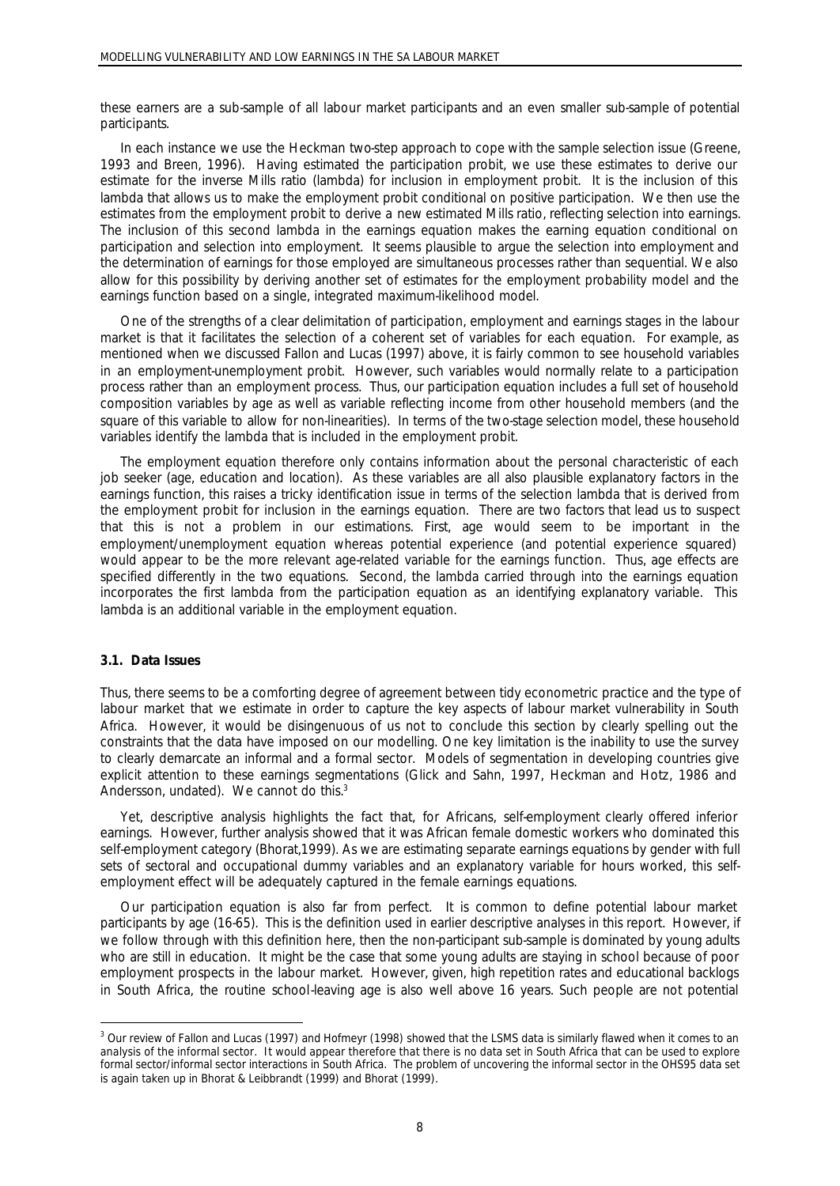these earners are a sub-sample of all labour market participants and an even smaller sub-sample of potential participants.

In each instance we use the Heckman two-step approach to cope with the sample selection issue (Greene, 1993 and Breen, 1996). Having estimated the participation probit, we use these estimates to derive our estimate for the inverse Mills ratio (lambda) for inclusion in employment probit. It is the inclusion of this lambda that allows us to make the employment probit conditional on positive participation. We then use the estimates from the employment probit to derive a new estimated Mills ratio, reflecting selection into earnings. The inclusion of this second lambda in the earnings equation makes the earning equation conditional on participation and selection into employment. It seems plausible to argue the selection into employment and the determination of earnings for those employed are simultaneous processes rather than sequential. We also allow for this possibility by deriving another set of estimates for the employment probability model and the earnings function based on a single, integrated maximum-likelihood model.

One of the strengths of a clear delimitation of participation, employment and earnings stages in the labour market is that it facilitates the selection of a coherent set of variables for each equation. For example, as mentioned when we discussed Fallon and Lucas (1997) above, it is fairly common to see household variables in an employment-unemployment probit. However, such variables would normally relate to a participation process rather than an employment process. Thus, our participation equation includes a full set of household composition variables by age as well as variable reflecting income from other household members (and the square of this variable to allow for non-linearities). In terms of the two-stage selection model, these household variables identify the lambda that is included in the employment probit.

The employment equation therefore only contains information about the personal characteristic of each job seeker (age, education and location). As these variables are all also plausible explanatory factors in the earnings function, this raises a tricky identification issue in terms of the selection lambda that is derived from the employment probit for inclusion in the earnings equation. There are two factors that lead us to suspect that this is not a problem in our estimations. First, age would seem to be important in the employment/unemployment equation whereas potential experience (and potential experience squared) would appear to be the more relevant age-related variable for the earnings function. Thus, age effects are specified differently in the two equations. Second, the lambda carried through into the earnings equation incorporates the first lambda from the participation equation as an identifying explanatory variable. This lambda is an additional variable in the employment equation.

### 3.1. Data Issues

Thus, there seems to be a comforting degree of agreement between tidy econometric practice and the type of labour market that we estimate in order to capture the key aspects of labour market vulnerability in South Africa. However, it would be disingenuous of us not to conclude this section by clearly spelling out the constraints that the data have imposed on our modelling. One key limitation is the inability to use the survey to clearly demarcate an informal and a formal sector. Models of segmentation in developing countries give explicit attention to these earnings segmentations (Glick and Sahn, 1997, Heckman and Hotz, 1986 and Andersson, undated). We cannot do this.[3]

Yet, descriptive analysis highlights the fact that, for Africans, self-employment clearly offered inferior earnings. However, further analysis showed that it was African female domestic workers who dominated this self-employment category (Bhorat,1999). As we are estimating separate earnings equations by gender with full sets of sectoral and occupational dummy variables and an explanatory variable for hours worked, this self-employment effect will be adequately captured in the female earnings equations.

Our participation equation is also far from perfect. It is common to define potential labour market participants by age (16-65). This is the definition used in earlier descriptive analyses in this report. However, if we follow through with this definition here, then the non-participant sub-sample is dominated by young adults who are still in education. It might be the case that some young adults are staying in school because of poor employment prospects in the labour market. However, given, high repetition rates and educational backlogs in South Africa, the routine school-leaving age is also well above 16 years. Such people are not potential

[3] Our review of Fallon and Lucas (1997) and Hofmeyr (1998) showed that the LSMS data is similarly flawed when it comes to an analysis of the informal sector. It would appear therefore that there is no data set in South Africa that can be used to explore formal sector/informal sector interactions in South Africa. The problem of uncovering the informal sector in the OHS95 data set is again taken up in Bhorat & Leibbrandt (1999) and Bhorat (1999).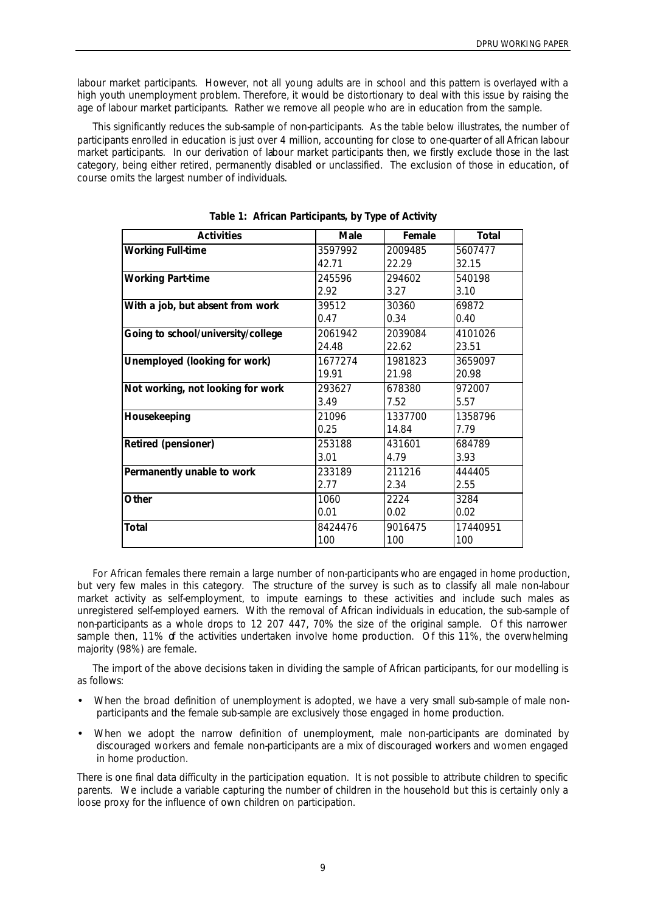labour market participants. However, not all young adults are in school and this pattern is overlayed with a high youth unemployment problem. Therefore, it would be distortionary to deal with this issue by raising the age of labour market participants. Rather we remove all people who are in education from the sample.

This significantly reduces the sub-sample of non-participants. As the table below illustrates, the number of participants enrolled in education is just over 4 million, accounting for close to one-quarter of all African labour market participants. In our derivation of labour market participants then, we firstly exclude those in the last category, being either retired, permanently disabled or unclassified. The exclusion of those in education, of course omits the largest number of individuals.

**Table 1: African Participants, by Type of Activity**

| Activities | Male | Female | Total |
|---|---|---|---|
| **Working Full-time** | 3597992<br>42.71 | 2009485<br>22.29 | 5607477<br>32.15 |
| **Working Part-time** | 245596<br>2.92 | 294602<br>3.27 | 540198<br>3.10 |
| **With a job, but absent from work** | 39512<br>0.47 | 30360<br>0.34 | 69872<br>0.40 |
| **Going to school/university/college** | 2061942<br>24.48 | 2039084<br>22.62 | 4101026<br>23.51 |
| **Unemployed (looking for work)** | 1677274<br>19.91 | 1981823<br>21.98 | 3659097<br>20.98 |
| **Not working, not looking for work** | 293627<br>3.49 | 678380<br>7.52 | 972007<br>5.57 |
| **Housekeeping** | 21096<br>0.25 | 1337700<br>14.84 | 1358796<br>7.79 |
| **Retired (pensioner)** | 253188<br>3.01 | 431601<br>4.79 | 684789<br>3.93 |
| **Permanently unable to work** | 233189<br>2.77 | 211216<br>2.34 | 444405<br>2.55 |
| **Other** | 1060<br>0.01 | 2224<br>0.02 | 3284<br>0.02 |
| **Total** | 8424476<br>100 | 9016475<br>100 | 17440951<br>100 |

For African females there remain a large number of non-participants who are engaged in home production, but very few males in this category. The structure of the survey is such as to classify all male non-labour market activity as self-employment, to impute earnings to these activities and include such males as unregistered self-employed earners. With the removal of African individuals in education, the sub-sample of non-participants as a whole drops to 12 207 447, 70% the size of the original sample. Of this narrower sample then, 11% of the activities undertaken involve home production. Of this 11%, the overwhelming majority (98%) are female.

The import of the above decisions taken in dividing the sample of African participants, for our modelling is as follows:

- When the broad definition of unemployment is adopted, we have a very small sub-sample of male non-participants and the female sub-sample are exclusively those engaged in home production.
- When we adopt the narrow definition of unemployment, male non-participants are dominated by discouraged workers and female non-participants are a mix of discouraged workers and women engaged in home production.

There is one final data difficulty in the participation equation. It is not possible to attribute children to specific parents. We include a variable capturing the number of children in the household but this is certainly only a loose proxy for the influence of own children on participation.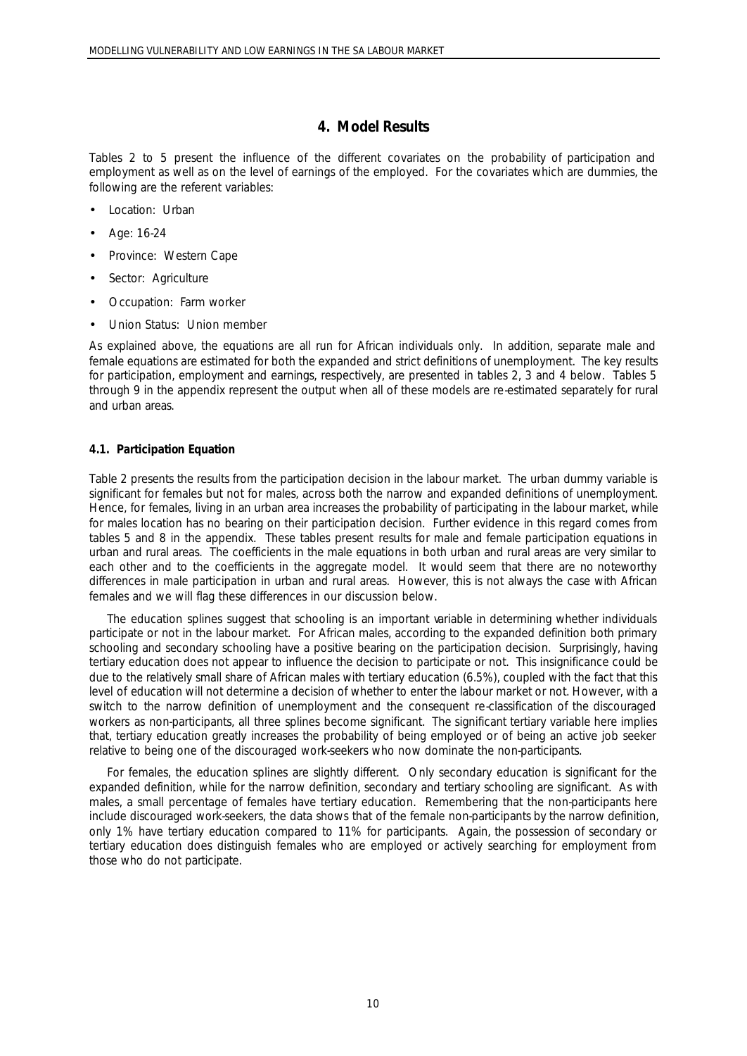## 4. Model Results

Tables 2 to 5 present the influence of the different covariates on the probability of participation and employment as well as on the level of earnings of the employed. For the covariates which are dummies, the following are the referent variables:

- Location: Urban
- Age: 16-24
- Province: Western Cape
- Sector: Agriculture
- Occupation: Farm worker
- Union Status: Union member

As explained above, the equations are all run for African individuals only. In addition, separate male and female equations are estimated for both the expanded and strict definitions of unemployment. The key results for participation, employment and earnings, respectively, are presented in tables 2, 3 and 4 below. Tables 5 through 9 in the appendix represent the output when all of these models are re-estimated separately for rural and urban areas.

### 4.1. Participation Equation

Table 2 presents the results from the participation decision in the labour market. The urban dummy variable is significant for females but not for males, across both the narrow and expanded definitions of unemployment. Hence, for females, living in an urban area increases the probability of participating in the labour market, while for males location has no bearing on their participation decision. Further evidence in this regard comes from tables 5 and 8 in the appendix. These tables present results for male and female participation equations in urban and rural areas. The coefficients in the male equations in both urban and rural areas are very similar to each other and to the coefficients in the aggregate model. It would seem that there are no noteworthy differences in male participation in urban and rural areas. However, this is not always the case with African females and we will flag these differences in our discussion below.

The education splines suggest that schooling is an important variable in determining whether individuals participate or not in the labour market. For African males, according to the expanded definition both primary schooling and secondary schooling have a positive bearing on the participation decision. Surprisingly, having tertiary education does not appear to influence the decision to participate or not. This insignificance could be due to the relatively small share of African males with tertiary education (6.5%), coupled with the fact that this level of education will not determine a decision of whether to enter the labour market or not. However, with a switch to the narrow definition of unemployment and the consequent re-classification of the discouraged workers as non-participants, all three splines become significant. The significant tertiary variable here implies that, tertiary education greatly increases the probability of being employed or of being an active job seeker relative to being one of the discouraged work-seekers who now dominate the non-participants.

For females, the education splines are slightly different. Only secondary education is significant for the expanded definition, while for the narrow definition, secondary and tertiary schooling are significant. As with males, a small percentage of females have tertiary education. Remembering that the non-participants here include discouraged work-seekers, the data shows that of the female non-participants by the narrow definition, only 1% have tertiary education compared to 11% for participants. Again, the possession of secondary or tertiary education does distinguish females who are employed or actively searching for employment from those who do not participate.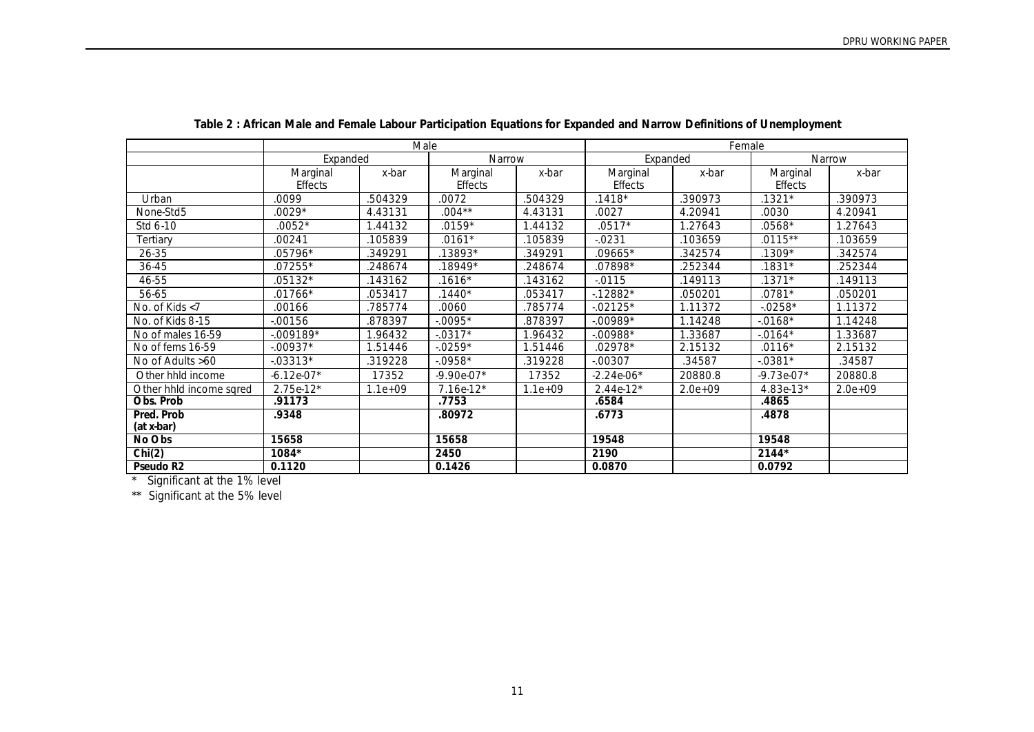**Table 2 : African Male and Female Labour Participation Equations for Expanded and Narrow Definitions of Unemployment**

| | Male | | | | Female | | | |
|---|---|---|---|---|---|---|---|---|
| | Expanded | | Narrow | | Expanded | | Narrow | |
| | Marginal Effects | x-bar | Marginal Effects | x-bar | Marginal Effects | x-bar | Marginal Effects | x-bar |
| Urban | .0099 | .504329 | .0072 | .504329 | .1418* | .390973 | .1321* | .390973 |
| None-Std5 | .0029* | 4.43131 | .004** | 4.43131 | .0027 | 4.20941 | .0030 | 4.20941 |
| Std 6-10 | .0052* | 1.44132 | .0159* | 1.44132 | .0517* | 1.27643 | .0568* | 1.27643 |
| Tertiary | .00241 | .105839 | .0161* | .105839 | -.0231 | .103659 | .0115** | .103659 |
| 26-35 | .05796* | .349291 | .13893* | .349291 | .09665* | .342574 | .1309* | .342574 |
| 36-45 | .07255* | .248674 | .18949* | .248674 | .07898* | .252344 | .1831* | .252344 |
| 46-55 | .05132* | .143162 | .1616* | .143162 | -.0115 | .149113 | .1371* | .149113 |
| 56-65 | .01766* | .053417 | .1440* | .053417 | -.12882* | .050201 | .0781* | .050201 |
| No. of Kids <7 | .00166 | .785774 | .0060 | .785774 | -.02125* | 1.11372 | -.0258* | 1.11372 |
| No. of Kids 8-15 | -.00156 | .878397 | -.0095* | .878397 | -.00989* | 1.14248 | -.0168* | 1.14248 |
| No of males 16-59 | -.009189* | 1.96432 | -.0317* | 1.96432 | -.00988* | 1.33687 | -.0164* | 1.33687 |
| No of fems 16-59 | -.00937* | 1.51446 | -.0259* | 1.51446 | .02978* | 2.15132 | .0116* | 2.15132 |
| No of Adults >60 | -.03313* | .319228 | -.0958* | .319228 | -.00307 | .34587 | -.0381* | .34587 |
| Other hhld income | -6.12e-07* | 17352 | -9.90e-07* | 17352 | -2.24e-06* | 20880.8 | -9.73e-07* | 20880.8 |
| Other hhld income sqred | 2.75e-12* | 1.1e+09 | 7.16e-12* | 1.1e+09 | 2.44e-12* | 2.0e+09 | 4.83e-13* | 2.0e+09 |
| **Obs. Prob** | **.91173** | | **.7753** | | **.6584** | | **.4865** | |
| **Pred. Prob (at x-bar)** | **.9348** | | **.80972** | | **.6773** | | **.4878** | |
| **No Obs** | **15658** | | **15658** | | **19548** | | **19548** | |
| **Chi(2)** | **1084*** | | **2450** | | **2190** | | **2144*** | |
| **Pseudo R2** | **0.1120** | | **0.1426** | | **0.0870** | | **0.0792** | |

\* Significant at the 1% level

\*\* Significant at the 5% level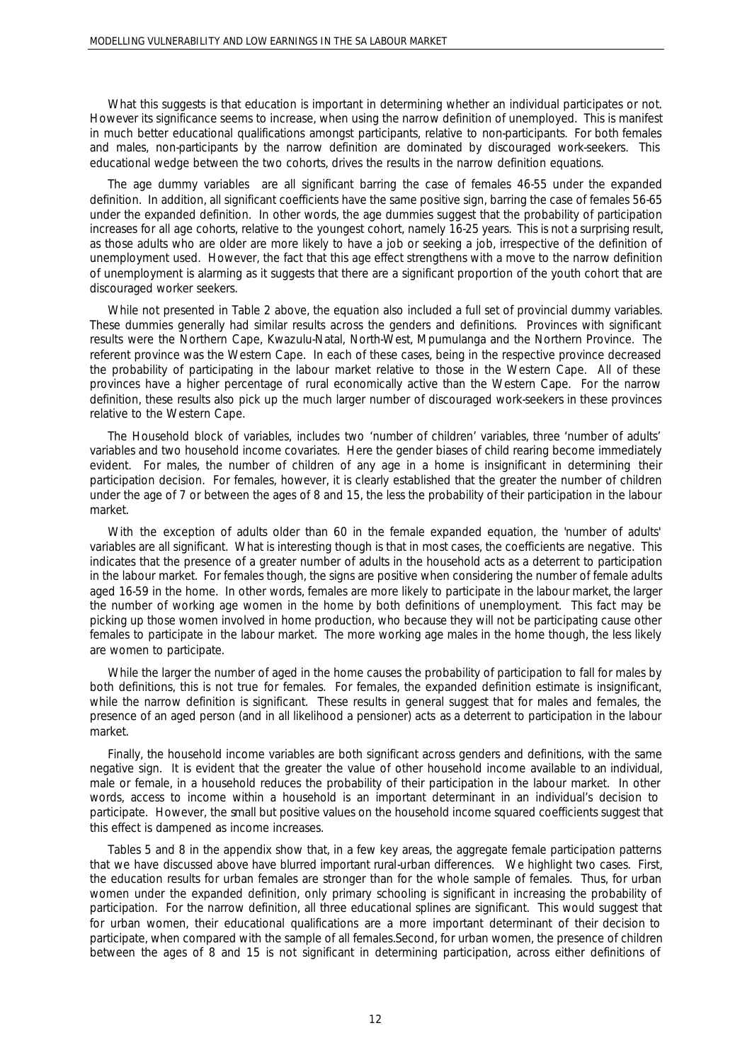What this suggests is that education is important in determining whether an individual participates or not. However its significance seems to increase, when using the narrow definition of unemployed. This is manifest in much better educational qualifications amongst participants, relative to non-participants. For both females and males, non-participants by the narrow definition are dominated by discouraged work-seekers. This educational wedge between the two cohorts, drives the results in the narrow definition equations.

The age dummy variables are all significant barring the case of females 46-55 under the expanded definition. In addition, all significant coefficients have the same positive sign, barring the case of females 56-65 under the expanded definition. In other words, the age dummies suggest that the probability of participation increases for all age cohorts, relative to the youngest cohort, namely 16-25 years. This is not a surprising result, as those adults who are older are more likely to have a job or seeking a job, irrespective of the definition of unemployment used. However, the fact that this age effect strengthens with a move to the narrow definition of unemployment is alarming as it suggests that there are a significant proportion of the youth cohort that are discouraged worker seekers.

While not presented in Table 2 above, the equation also included a full set of provincial dummy variables. These dummies generally had similar results across the genders and definitions. Provinces with significant results were the Northern Cape, Kwazulu-Natal, North-West, Mpumulanga and the Northern Province. The referent province was the Western Cape. In each of these cases, being in the respective province decreased the probability of participating in the labour market relative to those in the Western Cape. All of these provinces have a higher percentage of rural economically active than the Western Cape. For the narrow definition, these results also pick up the much larger number of discouraged work-seekers in these provinces relative to the Western Cape.

The Household block of variables, includes two 'number of children' variables, three 'number of adults' variables and two household income covariates. Here the gender biases of child rearing become immediately evident. For males, the number of children of any age in a home is insignificant in determining their participation decision. For females, however, it is clearly established that the greater the number of children under the age of 7 or between the ages of 8 and 15, the less the probability of their participation in the labour market.

With the exception of adults older than 60 in the female expanded equation, the 'number of adults' variables are all significant. What is interesting though is that in most cases, the coefficients are negative. This indicates that the presence of a greater number of adults in the household acts as a deterrent to participation in the labour market. For females though, the signs are positive when considering the number of female adults aged 16-59 in the home. In other words, females are more likely to participate in the labour market, the larger the number of working age women in the home by both definitions of unemployment. This fact may be picking up those women involved in home production, who because they will not be participating cause other females to participate in the labour market. The more working age males in the home though, the less likely are women to participate.

While the larger the number of aged in the home causes the probability of participation to fall for males by both definitions, this is not true for females. For females, the expanded definition estimate is insignificant, while the narrow definition is significant. These results in general suggest that for males and females, the presence of an aged person (and in all likelihood a pensioner) acts as a deterrent to participation in the labour market.

Finally, the household income variables are both significant across genders and definitions, with the same negative sign. It is evident that the greater the value of other household income available to an individual, male or female, in a household reduces the probability of their participation in the labour market. In other words, access to income within a household is an important determinant in an individual's decision to participate. However, the small but positive values on the household income squared coefficients suggest that this effect is dampened as income increases.

Tables 5 and 8 in the appendix show that, in a few key areas, the aggregate female participation patterns that we have discussed above have blurred important rural-urban differences. We highlight two cases. First, the education results for urban females are stronger than for the whole sample of females. Thus, for urban women under the expanded definition, only primary schooling is significant in increasing the probability of participation. For the narrow definition, all three educational splines are significant. This would suggest that for urban women, their educational qualifications are a more important determinant of their decision to participate, when compared with the sample of all females.Second, for urban women, the presence of children between the ages of 8 and 15 is not significant in determining participation, across either definitions of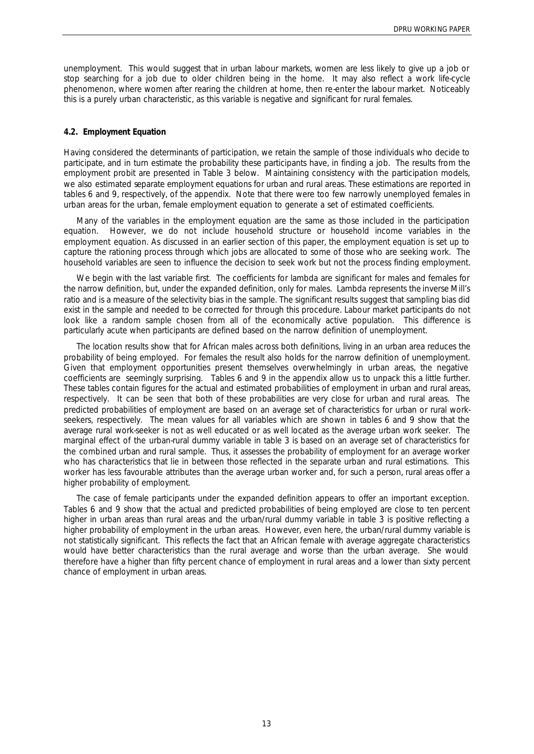unemployment. This would suggest that in urban labour markets, women are less likely to give up a job or stop searching for a job due to older children being in the home. It may also reflect a work life-cycle phenomenon, where women after rearing the children at home, then re-enter the labour market. Noticeably this is a purely urban characteristic, as this variable is negative and significant for rural females.

### 4.2. Employment Equation

Having considered the determinants of participation, we retain the sample of those individuals who decide to participate, and in turn estimate the probability these participants have, in finding a job. The results from the employment probit are presented in Table 3 below. Maintaining consistency with the participation models, we also estimated separate employment equations for urban and rural areas. These estimations are reported in tables 6 and 9, respectively, of the appendix. Note that there were too few narrowly unemployed females in urban areas for the urban, female employment equation to generate a set of estimated coefficients.

Many of the variables in the employment equation are the same as those included in the participation equation. However, we do not include household structure or household income variables in the employment equation. As discussed in an earlier section of this paper, the employment equation is set up to capture the rationing process through which jobs are allocated to some of those who are seeking work. The household variables are seen to influence the decision to seek work but not the process finding employment.

We begin with the last variable first. The coefficients for lambda are significant for males and females for the narrow definition, but, under the expanded definition, only for males. Lambda represents the inverse Mill's ratio and is a measure of the selectivity bias in the sample. The significant results suggest that sampling bias did exist in the sample and needed to be corrected for through this procedure. Labour market participants do not look like a random sample chosen from all of the economically active population. This difference is particularly acute when participants are defined based on the narrow definition of unemployment.

The location results show that for African males across both definitions, living in an urban area reduces the probability of being employed. For females the result also holds for the narrow definition of unemployment. Given that employment opportunities present themselves overwhelmingly in urban areas, the negative coefficients are seemingly surprising. Tables 6 and 9 in the appendix allow us to unpack this a little further. These tables contain figures for the actual and estimated probabilities of employment in urban and rural areas, respectively. It can be seen that both of these probabilities are very close for urban and rural areas. The predicted probabilities of employment are based on an average set of characteristics for urban or rural work-seekers, respectively. The mean values for all variables which are shown in tables 6 and 9 show that the average rural work-seeker is not as well educated or as well located as the average urban work seeker. The marginal effect of the urban-rural dummy variable in table 3 is based on an average set of characteristics for the combined urban and rural sample. Thus, it assesses the probability of employment for an average worker who has characteristics that lie in between those reflected in the separate urban and rural estimations. This worker has less favourable attributes than the average urban worker and, for such a person, rural areas offer a higher probability of employment.

The case of female participants under the expanded definition appears to offer an important exception. Tables 6 and 9 show that the actual and predicted probabilities of being employed are close to ten percent higher in urban areas than rural areas and the urban/rural dummy variable in table 3 is positive reflecting a higher probability of employment in the urban areas. However, even here, the urban/rural dummy variable is not statistically significant. This reflects the fact that an African female with average aggregate characteristics would have better characteristics than the rural average and worse than the urban average. She would therefore have a higher than fifty percent chance of employment in rural areas and a lower than sixty percent chance of employment in urban areas.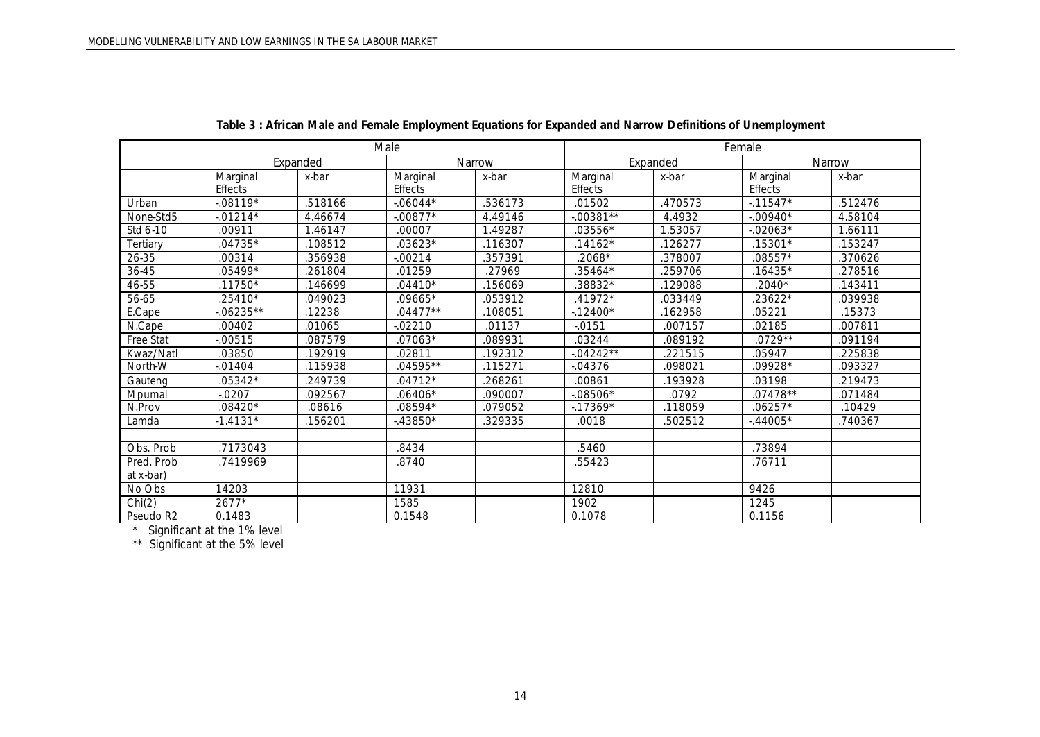**Table 3 : African Male and Female Employment Equations for Expanded and Narrow Definitions of Unemployment**

| | Male | | | | Female | | | |
|---|---|---|---|---|---|---|---|---|
| | Expanded | | Narrow | | Expanded | | Narrow | |
| | Marginal Effects | x-bar | Marginal Effects | x-bar | Marginal Effects | x-bar | Marginal Effects | x-bar |
| Urban | -.08119* | .518166 | -.06044* | .536173 | .01502 | .470573 | -.11547* | .512476 |
| None-Std5 | -.01214* | 4.46674 | -.00877* | 4.49146 | -.00381** | 4.4932 | -.00940* | 4.58104 |
| Std 6-10 | .00911 | 1.46147 | .00007 | 1.49287 | .03556* | 1.53057 | -.02063* | 1.66111 |
| Tertiary | .04735* | .108512 | .03623* | .116307 | .14162* | .126277 | .15301* | .153247 |
| 26-35 | .00314 | .356938 | -.00214 | .357391 | .2068* | .378007 | .08557* | .370626 |
| 36-45 | .05499* | .261804 | .01259 | .27969 | .35464* | .259706 | .16435* | .278516 |
| 46-55 | .11750* | .146699 | .04410* | .156069 | .38832* | .129088 | .2040* | .143411 |
| 56-65 | .25410* | .049023 | .09665* | .053912 | .41972* | .033449 | .23622* | .039938 |
| E.Cape | -.06235** | .12238 | .04477** | .108051 | -.12400* | .162958 | .05221 | .15373 |
| N.Cape | .00402 | .01065 | -.02210 | .01137 | -.0151 | .007157 | .02185 | .007811 |
| Free Stat | -.00515 | .087579 | .07063* | .089931 | .03244 | .089192 | .0729** | .091194 |
| Kwaz/Natl | .03850 | .192919 | .02811 | .192312 | -.04242** | .221515 | .05947 | .225838 |
| North-W | -.01404 | .115938 | .04595** | .115271 | -.04376 | .098021 | .09928* | .093327 |
| Gauteng | .05342* | .249739 | .04712* | .268261 | .00861 | .193928 | .03198 | .219473 |
| Mpumal | -.0207 | .092567 | .06406* | .090007 | -.08506* | .0792 | .07478** | .071484 |
| N.Prov | .08420* | .08616 | .08594* | .079052 | -.17369* | .118059 | .06257* | .10429 |
| Lamda | -1.4131* | .156201 | -.43850* | .329335 | .0018 | .502512 | -.44005* | .740367 |
| | | | | | | | | |
| Obs. Prob | .7173043 | | .8434 | | .5460 | | .73894 | |
| Pred. Prob at x-bar) | .7419969 | | .8740 | | .55423 | | .76711 | |
| No Obs | 14203 | | 11931 | | 12810 | | 9426 | |
| Chi(2) | 2677* | | 1585 | | 1902 | | 1245 | |
| Pseudo R2 | 0.1483 | | 0.1548 | | 0.1078 | | 0.1156 | |

\* Significant at the 1% level

** Significant at the 5% level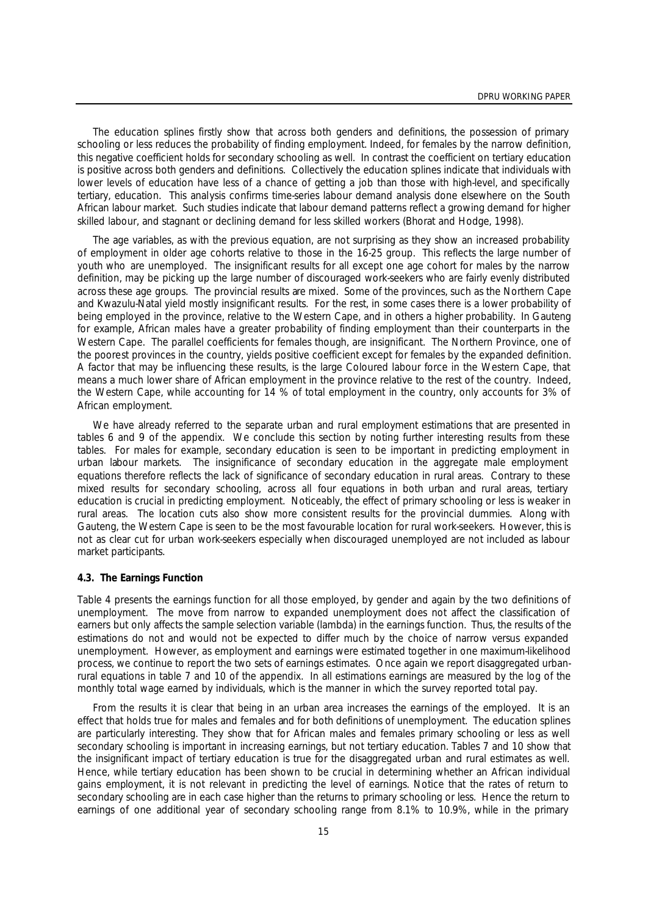The education splines firstly show that across both genders and definitions, the possession of primary schooling or less reduces the probability of finding employment. Indeed, for females by the narrow definition, this negative coefficient holds for secondary schooling as well. In contrast the coefficient on tertiary education is positive across both genders and definitions. Collectively the education splines indicate that individuals with lower levels of education have less of a chance of getting a job than those with high-level, and specifically tertiary, education. This analysis confirms time-series labour demand analysis done elsewhere on the South African labour market. Such studies indicate that labour demand patterns reflect a growing demand for higher skilled labour, and stagnant or declining demand for less skilled workers (Bhorat and Hodge, 1998).

The age variables, as with the previous equation, are not surprising as they show an increased probability of employment in older age cohorts relative to those in the 16-25 group. This reflects the large number of youth who are unemployed. The insignificant results for all except one age cohort for males by the narrow definition, may be picking up the large number of discouraged work-seekers who are fairly evenly distributed across these age groups. The provincial results are mixed. Some of the provinces, such as the Northern Cape and Kwazulu-Natal yield mostly insignificant results. For the rest, in some cases there is a lower probability of being employed in the province, relative to the Western Cape, and in others a higher probability. In Gauteng for example, African males have a greater probability of finding employment than their counterparts in the Western Cape. The parallel coefficients for females though, are insignificant. The Northern Province, one of the poorest provinces in the country, yields positive coefficient except for females by the expanded definition. A factor that may be influencing these results, is the large Coloured labour force in the Western Cape, that means a much lower share of African employment in the province relative to the rest of the country. Indeed, the Western Cape, while accounting for 14 % of total employment in the country, only accounts for 3% of African employment.

We have already referred to the separate urban and rural employment estimations that are presented in tables 6 and 9 of the appendix. We conclude this section by noting further interesting results from these tables. For males for example, secondary education is seen to be important in predicting employment in urban labour markets. The insignificance of secondary education in the aggregate male employment equations therefore reflects the lack of significance of secondary education in rural areas. Contrary to these mixed results for secondary schooling, across all four equations in both urban and rural areas, tertiary education is crucial in predicting employment. Noticeably, the effect of primary schooling or less is weaker in rural areas. The location cuts also show more consistent results for the provincial dummies. Along with Gauteng, the Western Cape is seen to be the most favourable location for rural work-seekers. However, this is not as clear cut for urban work-seekers especially when discouraged unemployed are not included as labour market participants.

**4.3. The Earnings Function**

Table 4 presents the earnings function for all those employed, by gender and again by the two definitions of unemployment. The move from narrow to expanded unemployment does not affect the classification of earners but only affects the sample selection variable (lambda) in the earnings function. Thus, the results of the estimations do not and would not be expected to differ much by the choice of narrow versus expanded unemployment. However, as employment and earnings were estimated together in one maximum-likelihood process, we continue to report the two sets of earnings estimates. Once again we report disaggregated urban-rural equations in table 7 and 10 of the appendix. In all estimations earnings are measured by the log of the monthly total wage earned by individuals, which is the manner in which the survey reported total pay.

From the results it is clear that being in an urban area increases the earnings of the employed. It is an effect that holds true for males and females and for both definitions of unemployment. The education splines are particularly interesting. They show that for African males and females primary schooling or less as well secondary schooling is important in increasing earnings, but not tertiary education. Tables 7 and 10 show that the insignificant impact of tertiary education is true for the disaggregated urban and rural estimates as well. Hence, while tertiary education has been shown to be crucial in determining whether an African individual gains employment, it is not relevant in predicting the level of earnings. Notice that the rates of return to secondary schooling are in each case higher than the returns to primary schooling or less. Hence the return to earnings of one additional year of secondary schooling range from 8.1% to 10.9%, while in the primary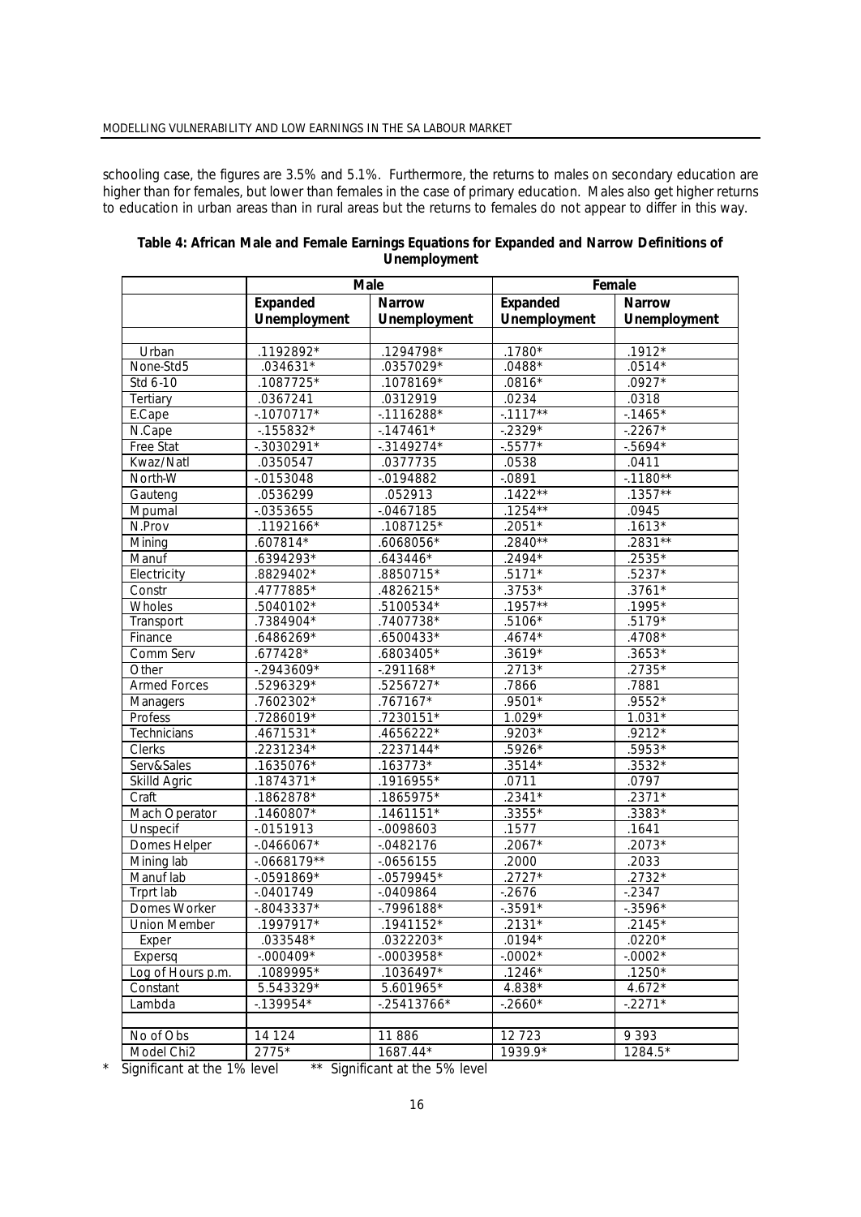schooling case, the figures are 3.5% and 5.1%. Furthermore, the returns to males on secondary education are higher than for females, but lower than females in the case of primary education. Males also get higher returns to education in urban areas than in rural areas but the returns to females do not appear to differ in this way.

**Table 4: African Male and Female Earnings Equations for Expanded and Narrow Definitions of Unemployment**

| | Male | | Female | |
|---|---|---|---|---|
| | **Expanded Unemployment** | **Narrow Unemployment** | **Expanded Unemployment** | **Narrow Unemployment** |
| | | | | |
| Urban | .1192892* | .1294798* | .1780* | .1912* |
| None-Std5 | .034631* | .0357029* | .0488* | .0514* |
| Std 6-10 | .1087725* | .1078169* | .0816* | .0927* |
| Tertiary | .0367241 | .0312919 | .0234 | .0318 |
| E.Cape | -.1070717* | -.1116288* | -.1117** | -.1465* |
| N.Cape | -.155832* | -.147461* | -.2329* | -.2267* |
| Free Stat | -.3030291* | -.3149274* | -.5577* | -.5694* |
| Kwaz/Natl | .0350547 | .0377735 | .0538 | .0411 |
| North-W | -.0153048 | -.0194882 | -.0891 | -.1180** |
| Gauteng | .0536299 | .052913 | .1422** | .1357** |
| Mpumal | -.0353655 | -.0467185 | .1254** | .0945 |
| N.Prov | .1192166* | .1087125* | .2051* | .1613* |
| Mining | .607814* | .6068056* | .2840** | .2831** |
| Manuf | .6394293* | .643446* | .2494* | .2535* |
| Electricity | .8829402* | .8850715* | .5171* | .5237* |
| Constr | .4777885* | .4826215* | .3753* | .3761* |
| Wholes | .5040102* | .5100534* | .1957** | .1995* |
| Transport | .7384904* | .7407738* | .5106* | .5179* |
| Finance | .6486269* | .6500433* | .4674* | .4708* |
| Comm Serv | .677428* | .6803405* | .3619* | .3653* |
| Other | -.2943609* | -.291168* | .2713* | .2735* |
| Armed Forces | .5296329* | .5256727* | .7866 | .7881 |
| Managers | .7602302* | .767167* | .9501* | .9552* |
| Profess | .7286019* | .7230151* | 1.029* | 1.031* |
| Technicians | .4671531* | .4656222* | .9203* | .9212* |
| Clerks | .2231234* | .2237144* | .5926* | .5953* |
| Serv&Sales | .1635076* | .163773* | .3514* | .3532* |
| Skilld Agric | .1874371* | .1916955* | .0711 | .0797 |
| Craft | .1862878* | .1865975* | .2341* | .2371* |
| Mach Operator | .1460807* | .1461151* | .3355* | .3383* |
| Unspecif | -.0151913 | -.0098603 | .1577 | .1641 |
| Domes Helper | -.0466067* | -.0482176 | .2067* | .2073* |
| Mining lab | -.0668179** | -.0656155 | .2000 | .2033 |
| Manuf lab | -.0591869* | -.0579945* | .2727* | .2732* |
| Trprt lab | -.0401749 | -.0409864 | -.2676 | -.2347 |
| Domes Worker | -.8043337* | -.7996188* | -.3591* | -.3596* |
| Union Member | .1997917* | .1941152* | .2131* | .2145* |
| Exper | .033548* | .0322203* | .0194* | .0220* |
| Expersq | -.000409* | -.0003958* | -.0002* | -.0002* |
| Log of Hours p.m. | .1089995* | .1036497* | .1246* | .1250* |
| Constant | 5.543329* | 5.601965* | 4.838* | 4.672* |
| Lambda | -.139954* | -.25413766* | -.2660* | -.2271* |
| | | | | |
| No of Obs | 14 124 | 11 886 | 12 723 | 9 393 |
| Model Chi2 | 2775* | 1687.44* | 1939.9* | 1284.5* |

\* Significant at the 1% level ** Significant at the 5% level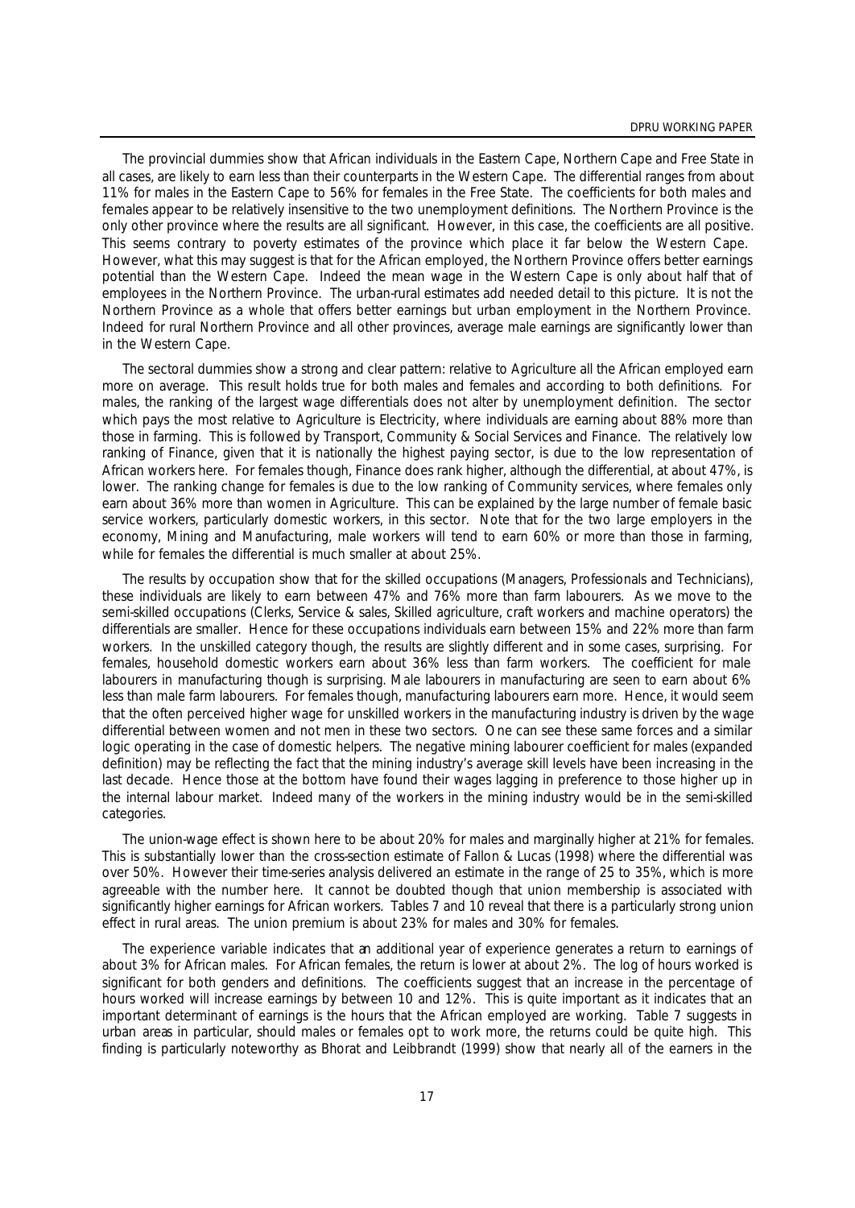The provincial dummies show that African individuals in the Eastern Cape, Northern Cape and Free State in all cases, are likely to earn less than their counterparts in the Western Cape. The differential ranges from about 11% for males in the Eastern Cape to 56% for females in the Free State. The coefficients for both males and females appear to be relatively insensitive to the two unemployment definitions. The Northern Province is the only other province where the results are all significant. However, in this case, the coefficients are all positive. This seems contrary to poverty estimates of the province which place it far below the Western Cape. However, what this may suggest is that for the African employed, the Northern Province offers better earnings potential than the Western Cape. Indeed the mean wage in the Western Cape is only about half that of employees in the Northern Province. The urban-rural estimates add needed detail to this picture. It is not the Northern Province as a whole that offers better earnings but urban employment in the Northern Province. Indeed for rural Northern Province and all other provinces, average male earnings are significantly lower than in the Western Cape.

The sectoral dummies show a strong and clear pattern: relative to Agriculture all the African employed earn more on average. This result holds true for both males and females and according to both definitions. For males, the ranking of the largest wage differentials does not alter by unemployment definition. The sector which pays the most relative to Agriculture is Electricity, where individuals are earning about 88% more than those in farming. This is followed by Transport, Community & Social Services and Finance. The relatively low ranking of Finance, given that it is nationally the highest paying sector, is due to the low representation of African workers here. For females though, Finance does rank higher, although the differential, at about 47%, is lower. The ranking change for females is due to the low ranking of Community services, where females only earn about 36% more than women in Agriculture. This can be explained by the large number of female basic service workers, particularly domestic workers, in this sector. Note that for the two large employers in the economy, Mining and Manufacturing, male workers will tend to earn 60% or more than those in farming, while for females the differential is much smaller at about 25%.

The results by occupation show that for the skilled occupations (Managers, Professionals and Technicians), these individuals are likely to earn between 47% and 76% more than farm labourers. As we move to the semi-skilled occupations (Clerks, Service & sales, Skilled agriculture, craft workers and machine operators) the differentials are smaller. Hence for these occupations individuals earn between 15% and 22% more than farm workers. In the unskilled category though, the results are slightly different and in some cases, surprising. For females, household domestic workers earn about 36% less than farm workers. The coefficient for male labourers in manufacturing though is surprising. Male labourers in manufacturing are seen to earn about 6% less than male farm labourers. For females though, manufacturing labourers earn more. Hence, it would seem that the often perceived higher wage for unskilled workers in the manufacturing industry is driven by the wage differential between women and not men in these two sectors. One can see these same forces and a similar logic operating in the case of domestic helpers. The negative mining labourer coefficient for males (expanded definition) may be reflecting the fact that the mining industry's average skill levels have been increasing in the last decade. Hence those at the bottom have found their wages lagging in preference to those higher up in the internal labour market. Indeed many of the workers in the mining industry would be in the semi-skilled categories.

The union-wage effect is shown here to be about 20% for males and marginally higher at 21% for females. This is substantially lower than the cross-section estimate of Fallon & Lucas (1998) where the differential was over 50%. However their time-series analysis delivered an estimate in the range of 25 to 35%, which is more agreeable with the number here. It cannot be doubted though that union membership is associated with significantly higher earnings for African workers. Tables 7 and 10 reveal that there is a particularly strong union effect in rural areas. The union premium is about 23% for males and 30% for females.

The experience variable indicates that an additional year of experience generates a return to earnings of about 3% for African males. For African females, the return is lower at about 2%. The log of hours worked is significant for both genders and definitions. The coefficients suggest that an increase in the percentage of hours worked will increase earnings by between 10 and 12%. This is quite important as it indicates that an important determinant of earnings is the hours that the African employed are working. Table 7 suggests in urban areas in particular, should males or females opt to work more, the returns could be quite high. This finding is particularly noteworthy as Bhorat and Leibbrandt (1999) show that nearly all of the earners in the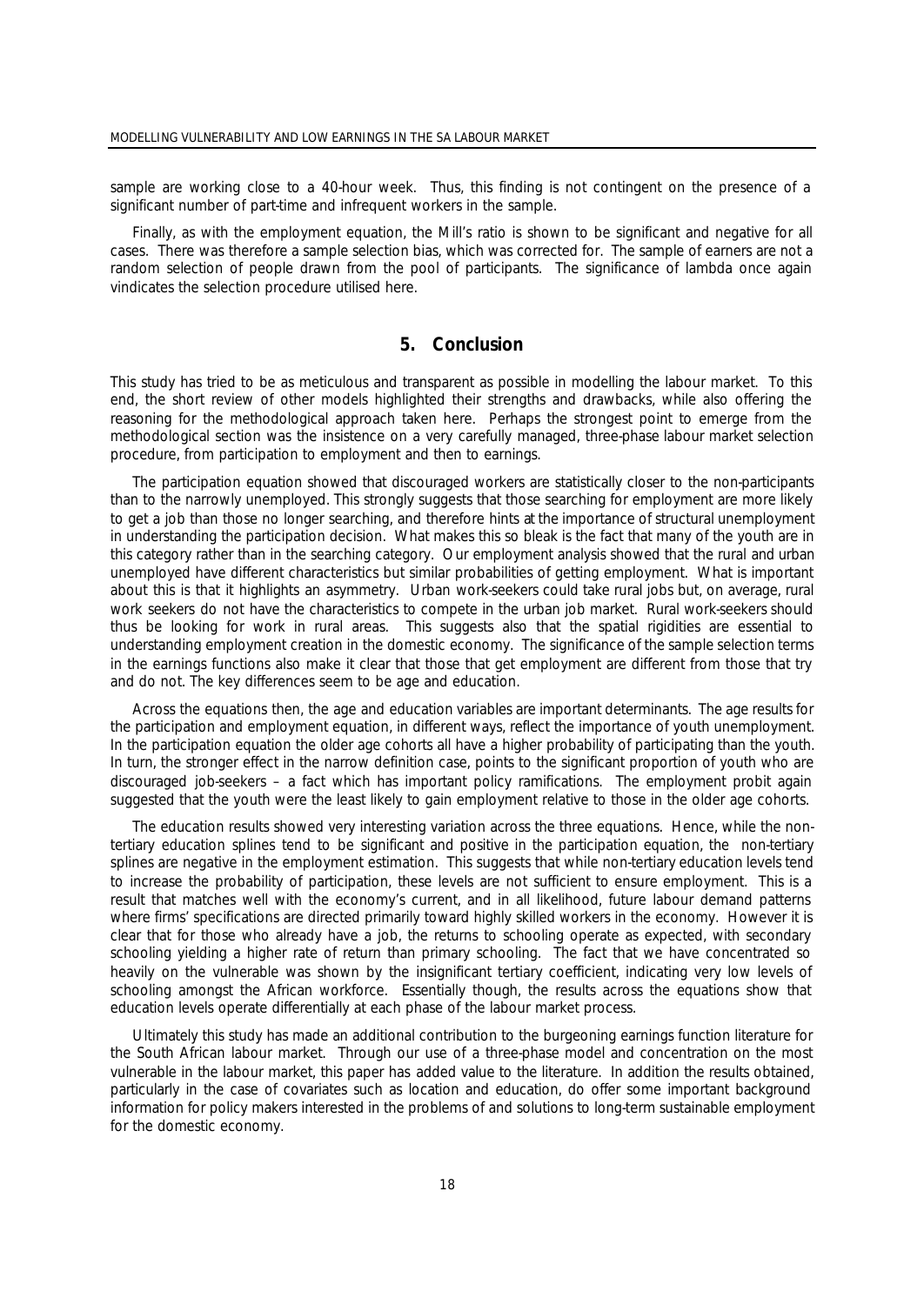sample are working close to a 40-hour week. Thus, this finding is not contingent on the presence of a significant number of part-time and infrequent workers in the sample.

Finally, as with the employment equation, the Mill's ratio is shown to be significant and negative for all cases. There was therefore a sample selection bias, which was corrected for. The sample of earners are not a random selection of people drawn from the pool of participants. The significance of lambda once again vindicates the selection procedure utilised here.

## 5. Conclusion

This study has tried to be as meticulous and transparent as possible in modelling the labour market. To this end, the short review of other models highlighted their strengths and drawbacks, while also offering the reasoning for the methodological approach taken here. Perhaps the strongest point to emerge from the methodological section was the insistence on a very carefully managed, three-phase labour market selection procedure, from participation to employment and then to earnings.

The participation equation showed that discouraged workers are statistically closer to the non-participants than to the narrowly unemployed. This strongly suggests that those searching for employment are more likely to get a job than those no longer searching, and therefore hints at the importance of structural unemployment in understanding the participation decision. What makes this so bleak is the fact that many of the youth are in this category rather than in the searching category. Our employment analysis showed that the rural and urban unemployed have different characteristics but similar probabilities of getting employment. What is important about this is that it highlights an asymmetry. Urban work-seekers could take rural jobs but, on average, rural work seekers do not have the characteristics to compete in the urban job market. Rural work-seekers should thus be looking for work in rural areas. This suggests also that the spatial rigidities are essential to understanding employment creation in the domestic economy. The significance of the sample selection terms in the earnings functions also make it clear that those that get employment are different from those that try and do not. The key differences seem to be age and education.

Across the equations then, the age and education variables are important determinants. The age results for the participation and employment equation, in different ways, reflect the importance of youth unemployment. In the participation equation the older age cohorts all have a higher probability of participating than the youth. In turn, the stronger effect in the narrow definition case, points to the significant proportion of youth who are discouraged job-seekers – a fact which has important policy ramifications. The employment probit again suggested that the youth were the least likely to gain employment relative to those in the older age cohorts.

The education results showed very interesting variation across the three equations. Hence, while the non-tertiary education splines tend to be significant and positive in the participation equation, the non-tertiary splines are negative in the employment estimation. This suggests that while non-tertiary education levels tend to increase the probability of participation, these levels are not sufficient to ensure employment. This is a result that matches well with the economy's current, and in all likelihood, future labour demand patterns where firms' specifications are directed primarily toward highly skilled workers in the economy. However it is clear that for those who already have a job, the returns to schooling operate as expected, with secondary schooling yielding a higher rate of return than primary schooling. The fact that we have concentrated so heavily on the vulnerable was shown by the insignificant tertiary coefficient, indicating very low levels of schooling amongst the African workforce. Essentially though, the results across the equations show that education levels operate differentially at each phase of the labour market process.

Ultimately this study has made an additional contribution to the burgeoning earnings function literature for the South African labour market. Through our use of a three-phase model and concentration on the most vulnerable in the labour market, this paper has added value to the literature. In addition the results obtained, particularly in the case of covariates such as location and education, do offer some important background information for policy makers interested in the problems of and solutions to long-term sustainable employment for the domestic economy.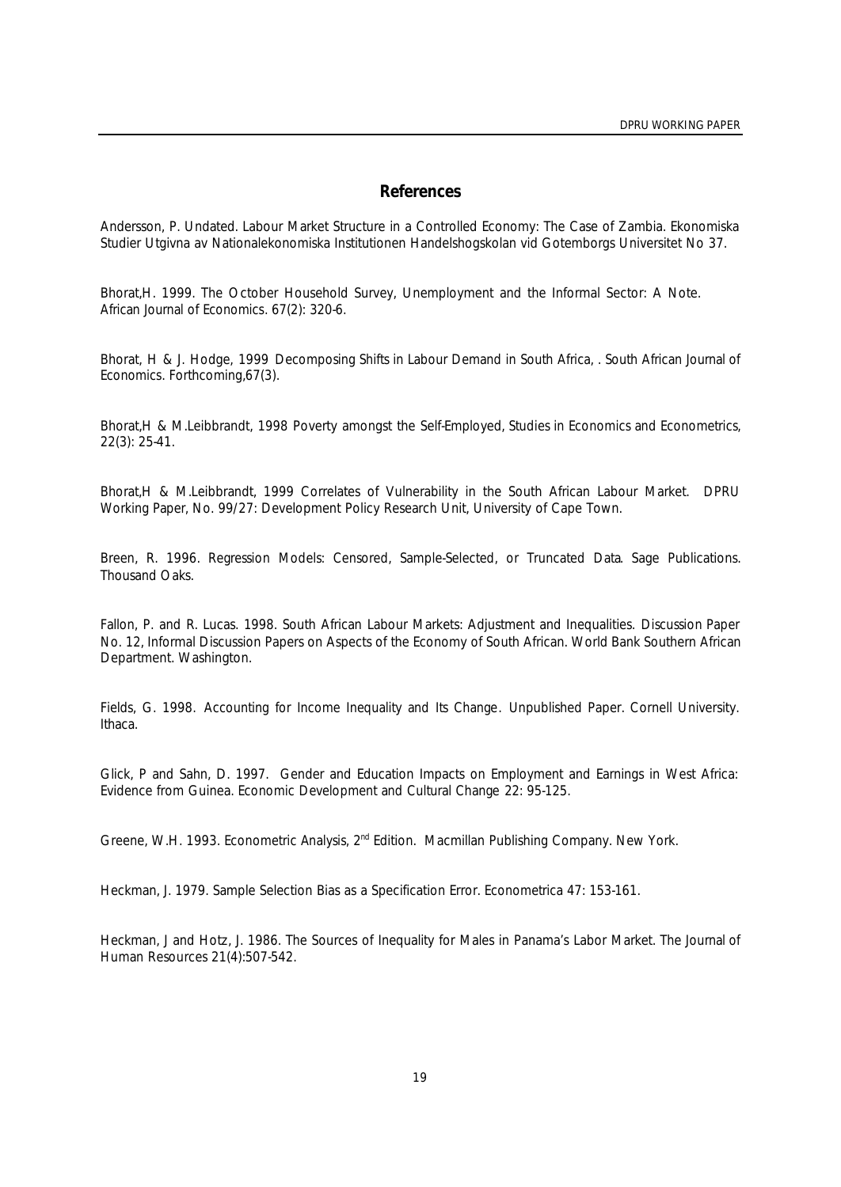## References

Andersson, P. Undated. Labour Market Structure in a Controlled Economy: The Case of Zambia. Ekonomiska Studier Utgivna av Nationalekonomiska Institutionen Handelshogskolan vid Gotemborgs Universitet No 37.

Bhorat,H. 1999. The October Household Survey, Unemployment and the Informal Sector: A Note. African Journal of Economics. 67(2): 320-6.

Bhorat, H & J. Hodge, 1999 Decomposing Shifts in Labour Demand in South Africa, . South African Journal of Economics. Forthcoming,67(3).

Bhorat,H & M.Leibbrandt, 1998 Poverty amongst the Self-Employed, Studies in Economics and Econometrics, 22(3): 25-41.

Bhorat,H & M.Leibbrandt, 1999 Correlates of Vulnerability in the South African Labour Market. DPRU Working Paper, No. 99/27: Development Policy Research Unit, University of Cape Town.

Breen, R. 1996. Regression Models: Censored, Sample-Selected, or Truncated Data. Sage Publications. Thousand Oaks.

Fallon, P. and R. Lucas. 1998. South African Labour Markets: Adjustment and Inequalities. Discussion Paper No. 12, Informal Discussion Papers on Aspects of the Economy of South African. World Bank Southern African Department. Washington.

Fields, G. 1998. Accounting for Income Inequality and Its Change. Unpublished Paper. Cornell University. Ithaca.

Glick, P and Sahn, D. 1997. Gender and Education Impacts on Employment and Earnings in West Africa: Evidence from Guinea. Economic Development and Cultural Change 22: 95-125.

Greene, W.H. 1993. Econometric Analysis, 2nd Edition. Macmillan Publishing Company. New York.

Heckman, J. 1979. Sample Selection Bias as a Specification Error. Econometrica 47: 153-161.

Heckman, J and Hotz, J. 1986. The Sources of Inequality for Males in Panama's Labor Market. The Journal of Human Resources 21(4):507-542.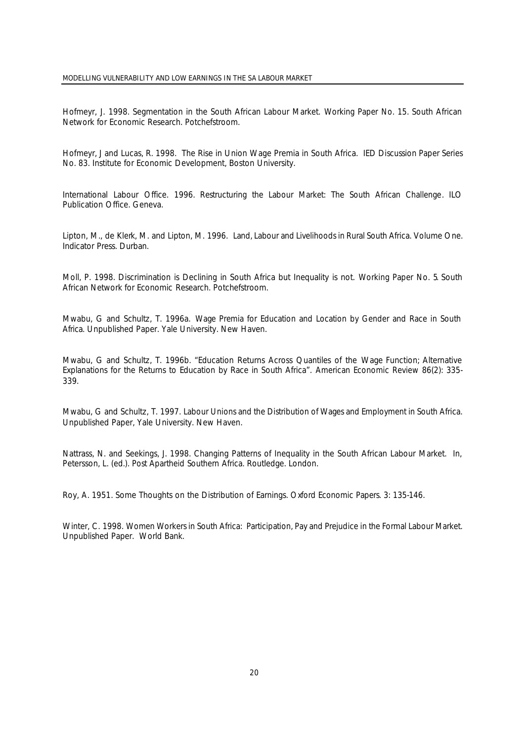Hofmeyr, J. 1998. Segmentation in the South African Labour Market. Working Paper No. 15. South African Network for Economic Research. Potchefstroom.

Hofmeyr, J and Lucas, R. 1998. The Rise in Union Wage Premia in South Africa. IED Discussion Paper Series No. 83. Institute for Economic Development, Boston University.

International Labour Office. 1996. Restructuring the Labour Market: The South African Challenge. ILO Publication Office. Geneva.

Lipton, M., de Klerk, M. and Lipton, M. 1996. Land, Labour and Livelihoods in Rural South Africa. Volume One. Indicator Press. Durban.

Moll, P. 1998. Discrimination is Declining in South Africa but Inequality is not. Working Paper No. 5. South African Network for Economic Research. Potchefstroom.

Mwabu, G and Schultz, T. 1996a. Wage Premia for Education and Location by Gender and Race in South Africa. Unpublished Paper. Yale University. New Haven.

Mwabu, G and Schultz, T. 1996b. "Education Returns Across Quantiles of the Wage Function; Alternative Explanations for the Returns to Education by Race in South Africa". American Economic Review 86(2): 335-339.

Mwabu, G and Schultz, T. 1997. Labour Unions and the Distribution of Wages and Employment in South Africa. Unpublished Paper, Yale University. New Haven.

Nattrass, N. and Seekings, J. 1998. Changing Patterns of Inequality in the South African Labour Market. In, Petersson, L. (ed.). Post Apartheid Southern Africa. Routledge. London.

Roy, A. 1951. Some Thoughts on the Distribution of Earnings. Oxford Economic Papers. 3: 135-146.

Winter, C. 1998. Women Workers in South Africa: Participation, Pay and Prejudice in the Formal Labour Market. Unpublished Paper. World Bank.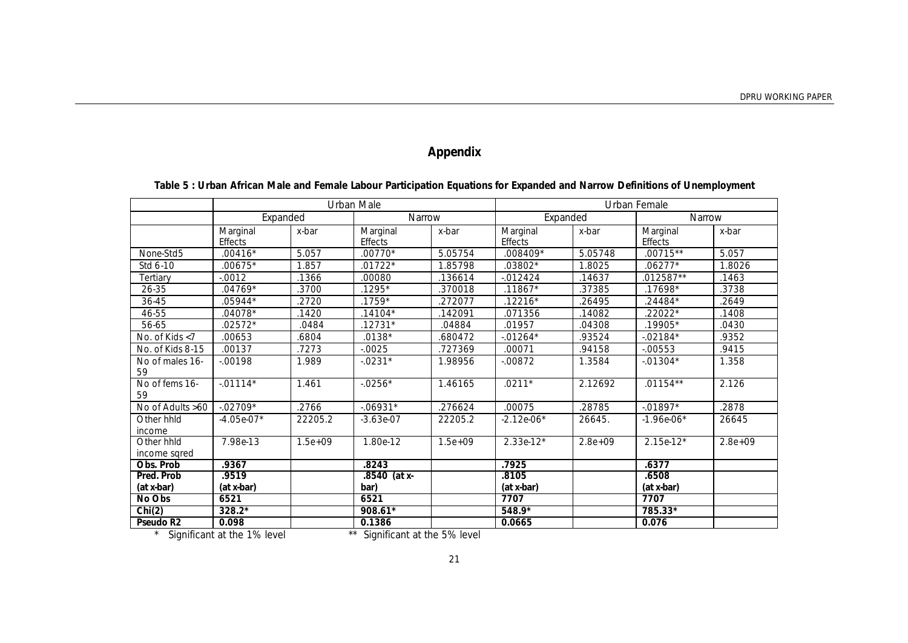# Appendix

**Table 5 : Urban African Male and Female Labour Participation Equations for Expanded and Narrow Definitions of Unemployment**

| | Urban Male | | | | Urban Female | | | |
|---|---|---|---|---|---|---|---|---|
| | Expanded | | Narrow | | Expanded | | Narrow | |
| | Marginal Effects | x-bar | Marginal Effects | x-bar | Marginal Effects | x-bar | Marginal Effects | x-bar |
| None-Std5 | .00416* | 5.057 | .00770* | 5.05754 | .008409* | 5.05748 | .00715** | 5.057 |
| Std 6-10 | .00675* | 1.857 | .01722* | 1.85798 | .03802* | 1.8025 | .06277* | 1.8026 |
| Tertiary | -.0012 | .1366 | .00080 | .136614 | -.012424 | .14637 | .012587** | .1463 |
| 26-35 | .04769* | .3700 | .1295* | .370018 | .11867* | .37385 | .17698* | .3738 |
| 36-45 | .05944* | .2720 | .1759* | .272077 | .12216* | .26495 | .24484* | .2649 |
| 46-55 | .04078* | .1420 | .14104* | .142091 | .071356 | .14082 | .22022* | .1408 |
| 56-65 | .02572* | .0484 | .12731* | .04884 | .01957 | .04308 | .19905* | .0430 |
| No. of Kids <7 | .00653 | .6804 | .0138* | .680472 | -.01264* | .93524 | -.02184* | .9352 |
| No. of Kids 8-15 | .00137 | .7273 | -.0025 | .727369 | .00071 | .94158 | -.00553 | .9415 |
| No of males 16-59 | -.00198 | 1.989 | -.0231* | 1.98956 | -.00872 | 1.3584 | -.01304* | 1.358 |
| No of fems 16-59 | -.01114* | 1.461 | -.0256* | 1.46165 | .0211* | 2.12692 | .01154** | 2.126 |
| No of Adults >60 | -.02709* | .2766 | -.06931* | .276624 | .00075 | .28785 | -.01897* | .2878 |
| Other hhld income | -4.05e-07* | 22205.2 | -3.63e-07 | 22205.2 | -2.12e-06* | 26645. | -1.96e-06* | 26645 |
| Other hhld income sqred | 7.98e-13 | 1.5e+09 | 1.80e-12 | 1.5e+09 | 2.33e-12* | 2.8e+09 | 2.15e-12* | 2.8e+09 |
| **Obs. Prob** | **.9367** | | **.8243** | | **.7925** | | **.6377** | |
| **Pred. Prob (at x-bar)** | **.9519 (at x-bar)** | | **.8540 (at x-bar)** | | **.8105 (at x-bar)** | | **.6508 (at x-bar)** | |
| **No Obs** | **6521** | | **6521** | | **7707** | | **7707** | |
| **Chi(2)** | **328.2*** | | **908.61*** | | **548.9*** | | **785.33*** | |
| **Pseudo R2** | **0.098** | | **0.1386** | | **0.0665** | | **0.076** | |

\* Significant at the 1% level ** Significant at the 5% level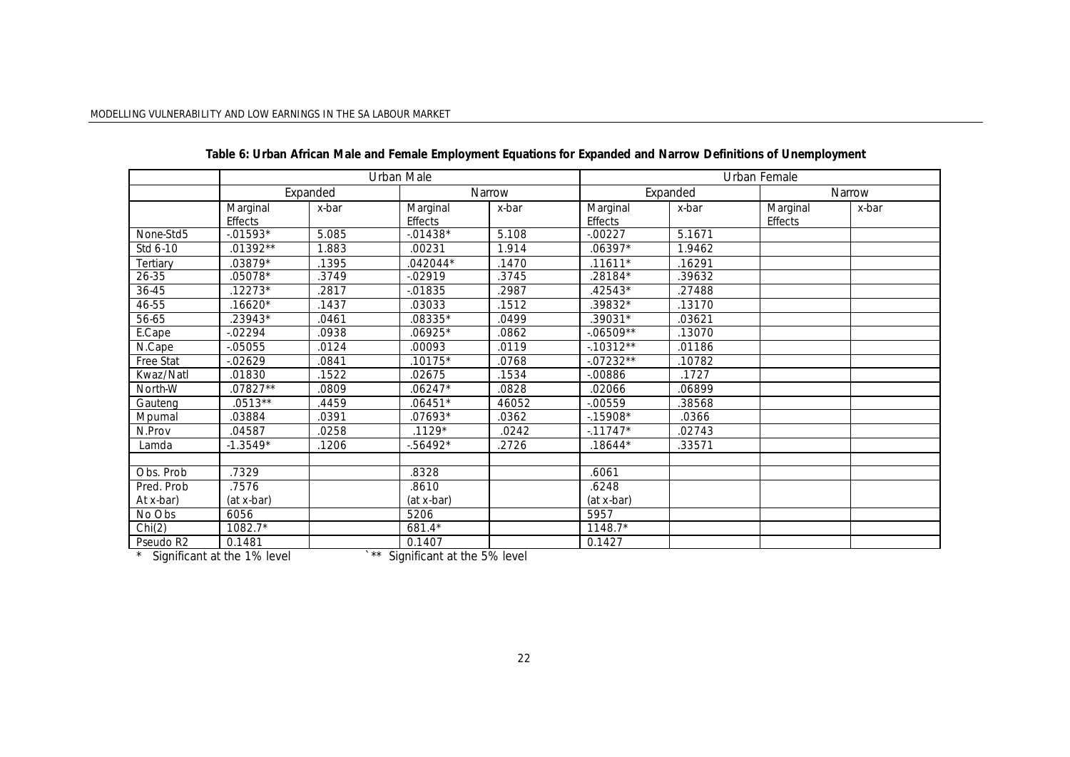**Table 6: Urban African Male and Female Employment Equations for Expanded and Narrow Definitions of Unemployment**

| | Urban Male | | | | Urban Female | | | |
|---|---|---|---|---|---|---|---|---|
| | Expanded | | Narrow | | Expanded | | Narrow | |
| | Marginal Effects | x-bar | Marginal Effects | x-bar | Marginal Effects | x-bar | Marginal Effects | x-bar |
| None-Std5 | -.01593* | 5.085 | -.01438* | 5.108 | -.00227 | 5.1671 | | |
| Std 6-10 | .01392** | 1.883 | .00231 | 1.914 | .06397* | 1.9462 | | |
| Tertiary | .03879* | .1395 | .042044* | .1470 | .11611* | .16291 | | |
| 26-35 | .05078* | .3749 | -.02919 | .3745 | .28184* | .39632 | | |
| 36-45 | .12273* | .2817 | -.01835 | .2987 | .42543* | .27488 | | |
| 46-55 | .16620* | .1437 | .03033 | .1512 | .39832* | .13170 | | |
| 56-65 | .23943* | .0461 | .08335* | .0499 | .39031* | .03621 | | |
| E.Cape | -.02294 | .0938 | .06925* | .0862 | -.06509** | .13070 | | |
| N.Cape | -.05055 | .0124 | .00093 | .0119 | -.10312** | .01186 | | |
| Free Stat | -.02629 | .0841 | .10175* | .0768 | -.07232** | .10782 | | |
| Kwaz/Natl | .01830 | .1522 | .02675 | .1534 | -.00886 | .1727 | | |
| North-W | .07827** | .0809 | .06247* | .0828 | .02066 | .06899 | | |
| Gauteng | .0513** | .4459 | .06451* | 46052 | -.00559 | .38568 | | |
| Mpumal | .03884 | .0391 | .07693* | .0362 | -.15908* | .0366 | | |
| N.Prov | .04587 | .0258 | .1129* | .0242 | -.11747* | .02743 | | |
| Lamda | -1.3549* | .1206 | -.56492* | .2726 | .18644* | .33571 | | |
| | | | | | | | | |
| Obs. Prob | .7329 | | .8328 | | .6061 | | | |
| Pred. Prob At x-bar) | .7576 (at x-bar) | | .8610 (at x-bar) | | .6248 (at x-bar) | | | |
| No Obs | 6056 | | 5206 | | 5957 | | | |
| Chi(2) | 1082.7* | | 681.4* | | 1148.7* | | | |
| Pseudo R2 | 0.1481 | | 0.1407 | | 0.1427 | | | |

\* Significant at the 1% level `** Significant at the 5% level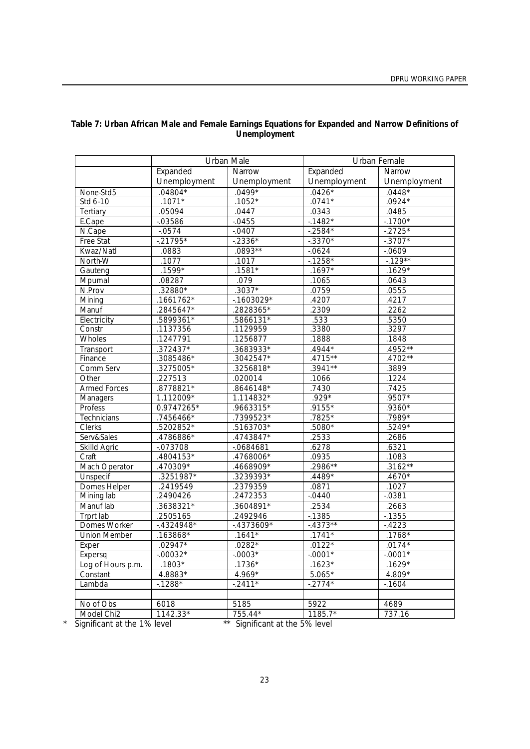**Table 7: Urban African Male and Female Earnings Equations for Expanded and Narrow Definitions of Unemployment**

| | Urban Male | | Urban Female | |
|---|---|---|---|---|
| | Expanded Unemployment | Narrow Unemployment | Expanded Unemployment | Narrow Unemployment |
| None-Std5 | .04804* | .0499* | .0426* | .0448* |
| Std 6-10 | .1071* | .1052* | .0741* | .0924* |
| Tertiary | .05094 | .0447 | .0343 | .0485 |
| E.Cape | -.03586 | -.0455 | -.1482* | -.1700* |
| N.Cape | -.0574 | -.0407 | -.2584* | -.2725* |
| Free Stat | -.21795* | -.2336* | -.3370* | -.3707* |
| Kwaz/Natl | .0883 | .0893** | -.0624 | -.0609 |
| North-W | .1077 | .1017 | -.1258* | -.129** |
| Gauteng | .1599* | .1581* | .1697* | .1629* |
| Mpumal | .08287 | .079 | .1065 | .0643 |
| N.Prov | .32880* | .3037* | .0759 | .0555 |
| Mining | .1661762* | -.1603029* | .4207 | .4217 |
| Manuf | .2845647* | .2828365* | .2309 | .2262 |
| Electricity | .5899361* | .5866131* | .533 | .5350 |
| Constr | .1137356 | .1129959 | .3380 | .3297 |
| Wholes | .1247791 | .1256877 | .1888 | .1848 |
| Transport | .372437* | .3683933* | .4944* | .4952** |
| Finance | .3085486* | .3042547* | .4715** | .4702** |
| Comm Serv | .3275005* | .3256818* | .3941** | .3899 |
| Other | .227513 | .020014 | .1066 | .1224 |
| Armed Forces | .8778821* | .8646148* | .7430 | .7425 |
| Managers | 1.112009* | 1.114832* | .929* | .9507* |
| Profess | 0.9747265* | .9663315* | .9155* | .9360* |
| Technicians | .7456466* | .7399523* | .7825* | .7989* |
| Clerks | .5202852* | .5163703* | .5080* | .5249* |
| Serv&Sales | .4786886* | .4743847* | .2533 | .2686 |
| Skilld Agric | -.073708 | -.0684681 | .6278 | .6321 |
| Craft | .4804153* | .4768006* | .0935 | .1083 |
| Mach Operator | .470309* | .4668909* | .2986** | .3162** |
| Unspecif | .3251987* | .3239393* | .4489* | .4670* |
| Domes Helper | .2419549 | .2379359 | .0871 | .1027 |
| Mining lab | .2490426 | .2472353 | -.0440 | -.0381 |
| Manuf lab | .3638321* | .3604891* | .2534 | .2663 |
| Trprt lab | .2505165 | .2492946 | -.1385 | -.1355 |
| Domes Worker | -.4324948* | -.4373609* | -.4373** | -.4223 |
| Union Member | .163868* | .1641* | .1741* | .1768* |
| Exper | .02947* | .0282* | .0122* | .0174* |
| Expersq | -.00032* | -.0003* | -.0001* | -.0001* |
| Log of Hours p.m. | .1803* | .1736* | .1623* | .1629* |
| Constant | 4.8883* | 4.969* | 5.065* | 4.809* |
| Lambda | -.1288* | -.2411* | -.2774* | -.1604 |
| | | | | |
| No of Obs | 6018 | 5185 | 5922 | 4689 |
| Model Chi2 | 1142.33* | 755.44* | 1185.7* | 737.16 |

\* Significant at the 1% level  ** Significant at the 5% level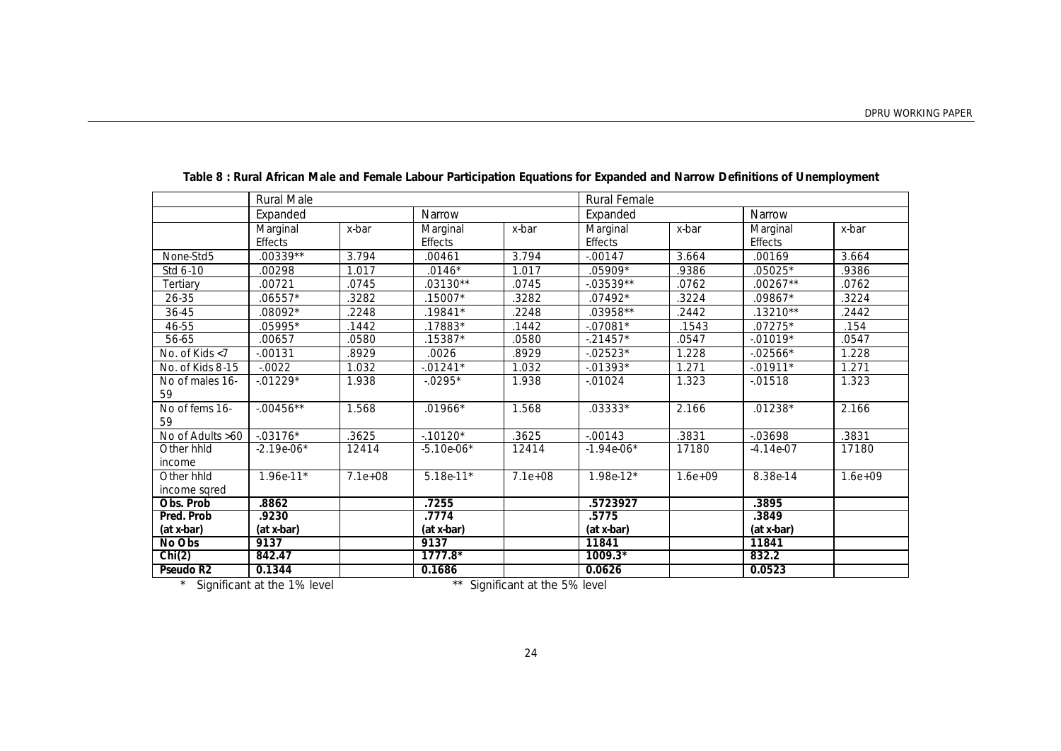**Table 8 : Rural African Male and Female Labour Participation Equations for Expanded and Narrow Definitions of Unemployment**

| | Rural Male | | | | Rural Female | | | |
|---|---|---|---|---|---|---|---|---|
| | Expanded | | Narrow | | Expanded | | Narrow | |
| | Marginal Effects | x-bar | Marginal Effects | x-bar | Marginal Effects | x-bar | Marginal Effects | x-bar |
| None-Std5 | .00339** | 3.794 | .00461 | 3.794 | -.00147 | 3.664 | .00169 | 3.664 |
| Std 6-10 | .00298 | 1.017 | .0146* | 1.017 | .05909* | .9386 | .05025* | .9386 |
| Tertiary | .00721 | .0745 | .03130** | .0745 | -.03539** | .0762 | .00267** | .0762 |
| 26-35 | .06557* | .3282 | .15007* | .3282 | .07492* | .3224 | .09867* | .3224 |
| 36-45 | .08092* | .2248 | .19841* | .2248 | .03958** | .2442 | .13210** | .2442 |
| 46-55 | .05995* | .1442 | .17883* | .1442 | -.07081* | .1543 | .07275* | .154 |
| 56-65 | .00657 | .0580 | .15387* | .0580 | -.21457* | .0547 | -.01019* | .0547 |
| No. of Kids <7 | -.00131 | .8929 | .0026 | .8929 | -.02523* | 1.228 | -.02566* | 1.228 |
| No. of Kids 8-15 | -.0022 | 1.032 | -.01241* | 1.032 | -.01393* | 1.271 | -.01911* | 1.271 |
| No of males 16-59 | -.01229* | 1.938 | -.0295* | 1.938 | -.01024 | 1.323 | -.01518 | 1.323 |
| No of fems 16-59 | -.00456** | 1.568 | .01966* | 1.568 | .03333* | 2.166 | .01238* | 2.166 |
| No of Adults >60 | -.03176* | .3625 | -.10120* | .3625 | -.00143 | .3831 | -.03698 | .3831 |
| Other hhld income | -2.19e-06* | 12414 | -5.10e-06* | 12414 | -1.94e-06* | 17180 | -4.14e-07 | 17180 |
| Other hhld income sqred | 1.96e-11* | 7.1e+08 | 5.18e-11* | 7.1e+08 | 1.98e-12* | 1.6e+09 | 8.38e-14 | 1.6e+09 |
| **Obs. Prob** | **.8862** | | **.7255** | | **.5723927** | | **.3895** | |
| **Pred. Prob (at x-bar)** | **.9230 (at x-bar)** | | **.7774 (at x-bar)** | | **.5775 (at x-bar)** | | **.3849 (at x-bar)** | |
| **No Obs** | **9137** | | **9137** | | **11841** | | **11841** | |
| **Chi(2)** | **842.47** | | **1777.8*** | | **1009.3*** | | **832.2** | |
| **Pseudo R2** | **0.1344** | | **0.1686** | | **0.0626** | | **0.0523** | |

\* Significant at the 1% level ** Significant at the 5% level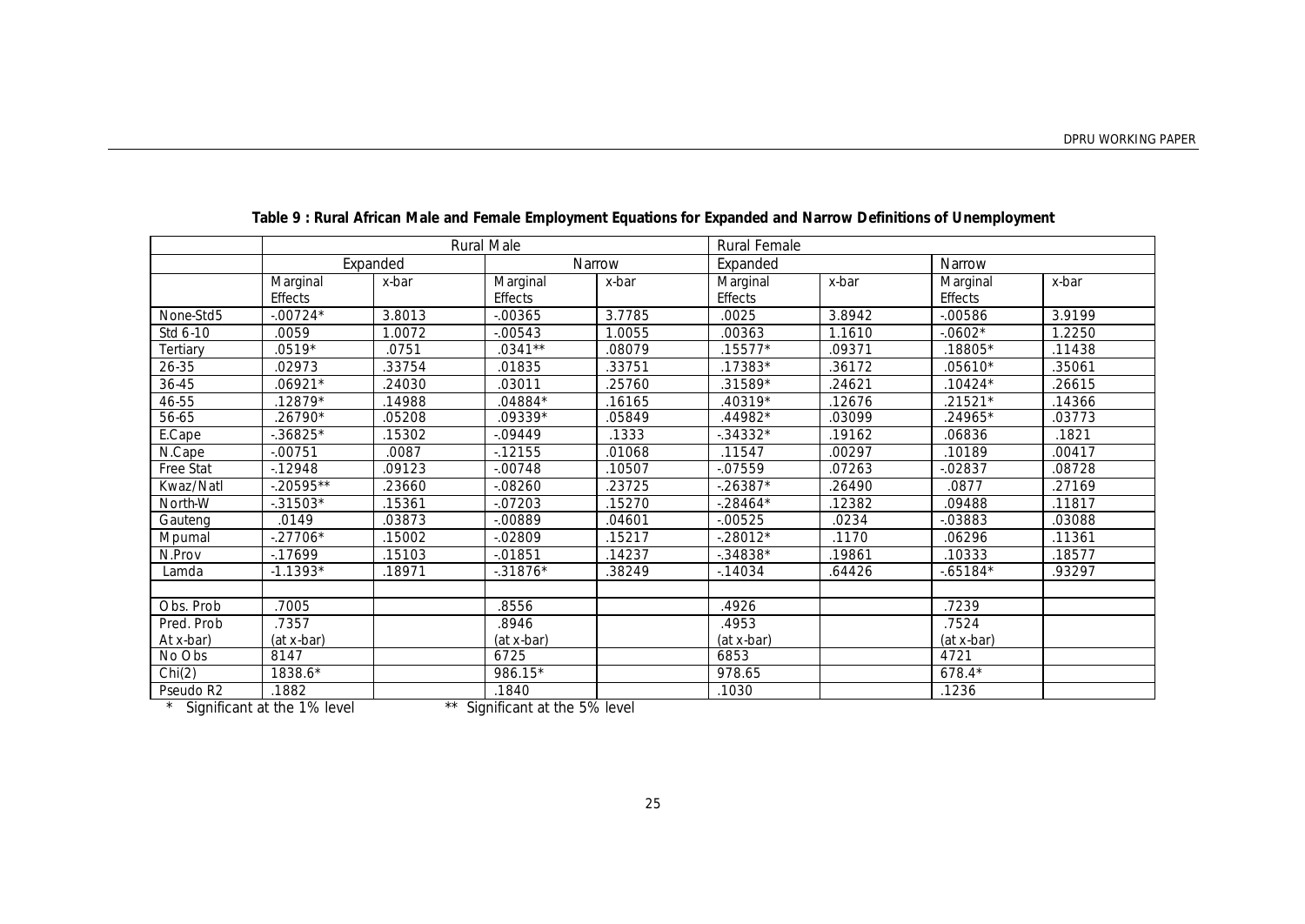**Table 9 : Rural African Male and Female Employment Equations for Expanded and Narrow Definitions of Unemployment**

| | Rural Male | | | | Rural Female | | | |
|---|---|---|---|---|---|---|---|---|
| | Expanded | | Narrow | | Expanded | | Narrow | |
| | Marginal Effects | x-bar | Marginal Effects | x-bar | Marginal Effects | x-bar | Marginal Effects | x-bar |
| None-Std5 | -.00724* | 3.8013 | -.00365 | 3.7785 | .0025 | 3.8942 | -.00586 | 3.9199 |
| Std 6-10 | .0059 | 1.0072 | -.00543 | 1.0055 | .00363 | 1.1610 | -.0602* | 1.2250 |
| Tertiary | .0519* | .0751 | .0341** | .08079 | .15577* | .09371 | .18805* | .11438 |
| 26-35 | .02973 | .33754 | .01835 | .33751 | .17383* | .36172 | .05610* | .35061 |
| 36-45 | .06921* | .24030 | .03011 | .25760 | .31589* | .24621 | .10424* | .26615 |
| 46-55 | .12879* | .14988 | .04884* | .16165 | .40319* | .12676 | .21521* | .14366 |
| 56-65 | .26790* | .05208 | .09339* | .05849 | .44982* | .03099 | .24965* | .03773 |
| E.Cape | -.36825* | .15302 | -.09449 | .1333 | -.34332* | .19162 | .06836 | .1821 |
| N.Cape | -.00751 | .0087 | -.12155 | .01068 | .11547 | .00297 | .10189 | .00417 |
| Free Stat | -.12948 | .09123 | -.00748 | .10507 | -.07559 | .07263 | -.02837 | .08728 |
| Kwaz/Natl | -.20595** | .23660 | -.08260 | .23725 | -.26387* | .26490 | .0877 | .27169 |
| North-W | -.31503* | .15361 | -.07203 | .15270 | -.28464* | .12382 | .09488 | .11817 |
| Gauteng | .0149 | .03873 | -.00889 | .04601 | -.00525 | .0234 | -.03883 | .03088 |
| Mpumal | -.27706* | .15002 | -.02809 | .15217 | -.28012* | .1170 | .06296 | .11361 |
| N.Prov | -.17699 | .15103 | -.01851 | .14237 | -.34838* | .19861 | .10333 | .18577 |
| Lamda | -1.1393* | .18971 | -.31876* | .38249 | -.14034 | .64426 | -.65184* | .93297 |
| | | | | | | | | |
| Obs. Prob | .7005 | | .8556 | | .4926 | | .7239 | |
| Pred. Prob At x-bar) | .7357 (at x-bar) | | .8946 (at x-bar) | | .4953 (at x-bar) | | .7524 (at x-bar) | |
| No Obs | 8147 | | 6725 | | 6853 | | 4721 | |
| Chi(2) | 1838.6* | | 986.15* | | 978.65 | | 678.4* | |
| Pseudo R2 | .1882 | | .1840 | | .1030 | | .1236 | |

\* Significant at the 1% level ** Significant at the 5% level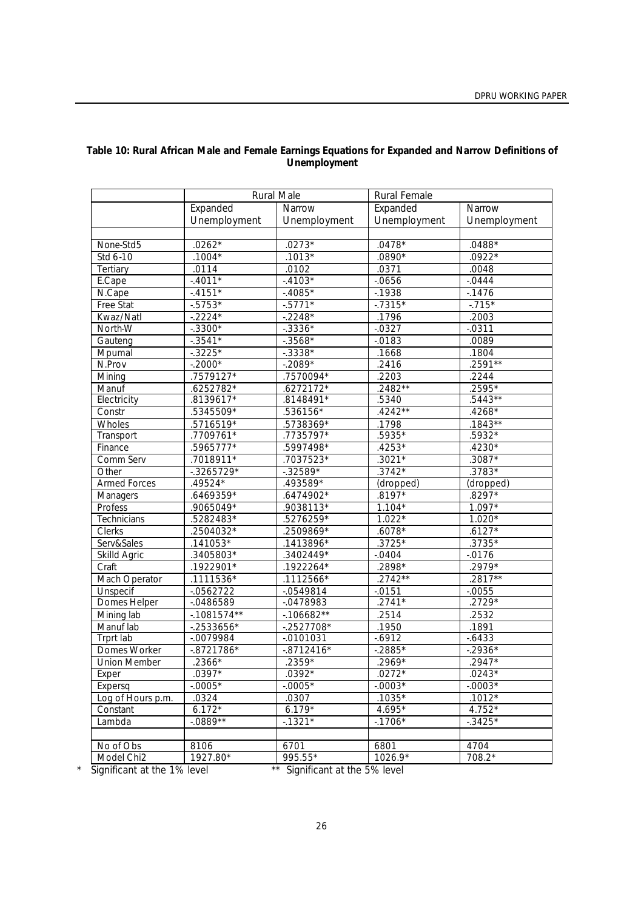**Table 10: Rural African Male and Female Earnings Equations for Expanded and Narrow Definitions of Unemployment**

| | Rural Male | | Rural Female | |
|---|---|---|---|---|
| | Expanded Unemployment | Narrow Unemployment | Expanded Unemployment | Narrow Unemployment |
| None-Std5 | .0262* | .0273* | .0478* | .0488* |
| Std 6-10 | .1004* | .1013* | .0890* | .0922* |
| Tertiary | .0114 | .0102 | .0371 | .0048 |
| E.Cape | -.4011* | -.4103* | -.0656 | -.0444 |
| N.Cape | -.4151* | -.4085* | -.1938 | -.1476 |
| Free Stat | -.5753* | -.5771* | -.7315* | -.715* |
| Kwaz/Natl | -.2224* | -.2248* | .1796 | .2003 |
| North-W | -.3300* | -.3336* | -.0327 | -.0311 |
| Gauteng | -.3541* | -.3568* | -.0183 | .0089 |
| Mpumal | -.3225* | -.3338* | .1668 | .1804 |
| N.Prov | -.2000* | -.2089* | .2416 | .2591** |
| Mining | .7579127* | .7570094* | .2203 | .2244 |
| Manuf | .6252782* | .6272172* | .2482** | .2595* |
| Electricity | .8139617* | .8148491* | .5340 | .5443** |
| Constr | .5345509* | .536156* | .4242** | .4268* |
| Wholes | .5716519* | .5738369* | .1798 | .1843** |
| Transport | .7709761* | .7735797* | .5935* | .5932* |
| Finance | .5965777* | .5997498* | .4253* | .4230* |
| Comm Serv | .7018911* | .7037523* | .3021* | .3087* |
| Other | -.3265729* | -.32589* | .3742* | .3783* |
| Armed Forces | .49524* | .493589* | (dropped) | (dropped) |
| Managers | .6469359* | .6474902* | .8197* | .8297* |
| Profess | .9065049* | .9038113* | 1.104* | 1.097* |
| Technicians | .5282483* | .5276259* | 1.022* | 1.020* |
| Clerks | .2504032* | .2509869* | .6078* | .6127* |
| Serv&Sales | .141053* | .1413896* | .3725* | .3735* |
| Skilld Agric | .3405803* | .3402449* | -.0404 | -.0176 |
| Craft | .1922901* | .1922264* | .2898* | .2979* |
| Mach Operator | .1111536* | .1112566* | .2742** | .2817** |
| Unspecif | -.0562722 | -.0549814 | -.0151 | -.0055 |
| Domes Helper | -.0486589 | -.0478983 | .2741* | .2729* |
| Mining lab | -.1081574** | -.106682** | .2514 | .2532 |
| Manuf lab | -.2533656* | -.2527708* | .1950 | .1891 |
| Trprt lab | -.0079984 | -.0101031 | -.6912 | -.6433 |
| Domes Worker | -.8721786* | -.8712416* | -.2885* | -.2936* |
| Union Member | .2366* | .2359* | .2969* | .2947* |
| Exper | .0397* | .0392* | .0272* | .0243* |
| Expersq | -.0005* | -.0005* | -.0003* | -.0003* |
| Log of Hours p.m. | .0324 | .0307 | .1035* | .1012* |
| Constant | 6.172* | 6.179* | 4.695* | 4.752* |
| Lambda | -.0889** | -.1321* | -.1706* | -.3425* |
| | | | | |
| No of Obs | 8106 | 6701 | 6801 | 4704 |
| Model Chi2 | 1927.80* | 995.55* | 1026.9* | 708.2* |

\* Significant at the 1% level ** Significant at the 5% level